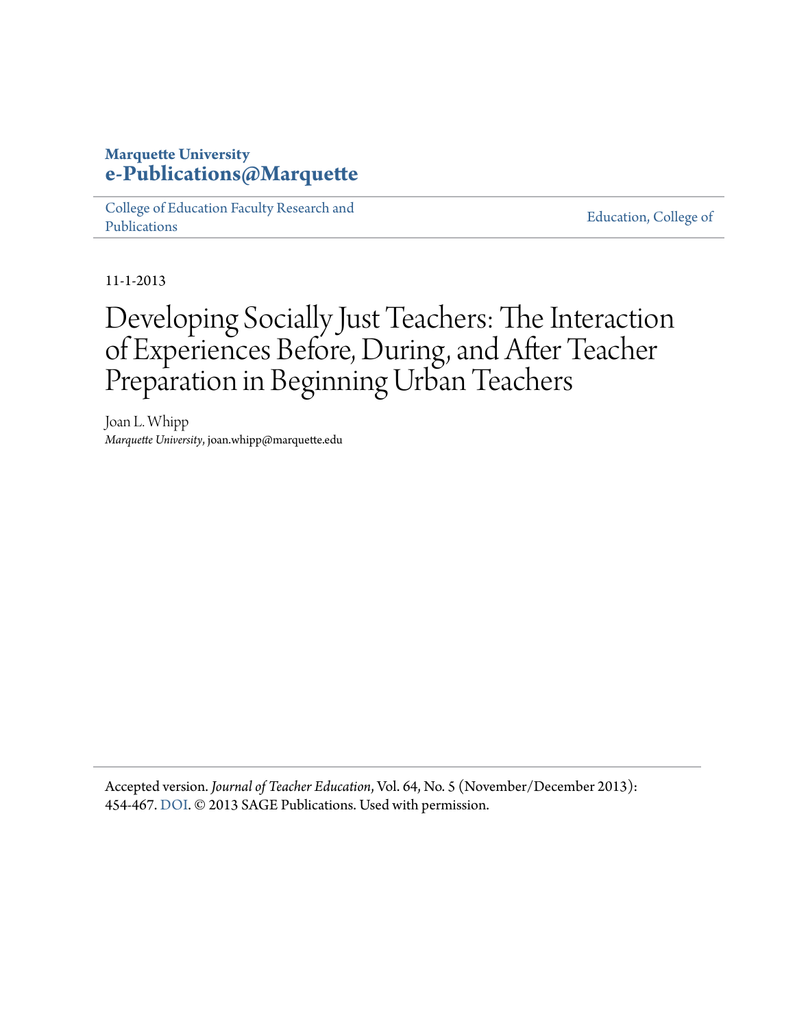Marquette University
**e-Publications@Marquette**

College of Education Faculty Research and Publications | Education, College of

11-1-2013

# Developing Socially Just Teachers: The Interaction of Experiences Before, During, and After Teacher Preparation in Beginning Urban Teachers

Joan L. Whipp
*Marquette University*, joan.whipp@marquette.edu

Accepted version. *Journal of Teacher Education*, Vol. 64, No. 5 (November/December 2013): 454-467. DOI. © 2013 SAGE Publications. Used with permission.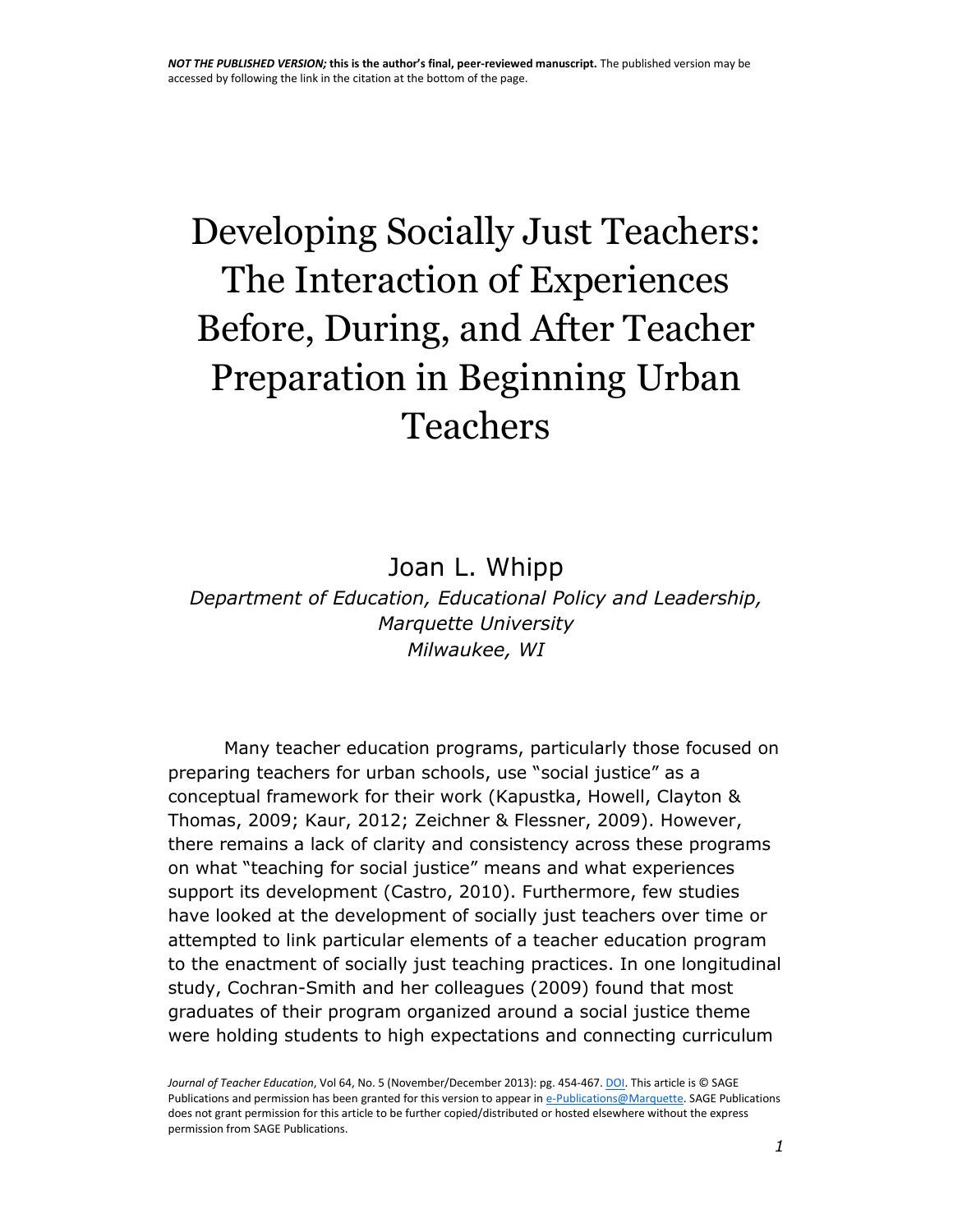NOT THE PUBLISHED VERSION; this is the author's final, peer-reviewed manuscript. The published version may be accessed by following the link in the citation at the bottom of the page.

# Developing Socially Just Teachers: The Interaction of Experiences Before, During, and After Teacher Preparation in Beginning Urban Teachers

Joan L. Whipp

*Department of Education, Educational Policy and Leadership, Marquette University*
*Milwaukee, WI*

Many teacher education programs, particularly those focused on preparing teachers for urban schools, use "social justice" as a conceptual framework for their work (Kapustka, Howell, Clayton & Thomas, 2009; Kaur, 2012; Zeichner & Flessner, 2009). However, there remains a lack of clarity and consistency across these programs on what "teaching for social justice" means and what experiences support its development (Castro, 2010). Furthermore, few studies have looked at the development of socially just teachers over time or attempted to link particular elements of a teacher education program to the enactment of socially just teaching practices. In one longitudinal study, Cochran-Smith and her colleagues (2009) found that most graduates of their program organized around a social justice theme were holding students to high expectations and connecting curriculum

*Journal of Teacher Education*, Vol 64, No. 5 (November/December 2013): pg. 454-467. DOI. This article is © SAGE Publications and permission has been granted for this version to appear in e-Publications@Marquette. SAGE Publications does not grant permission for this article to be further copied/distributed or hosted elsewhere without the express permission from SAGE Publications.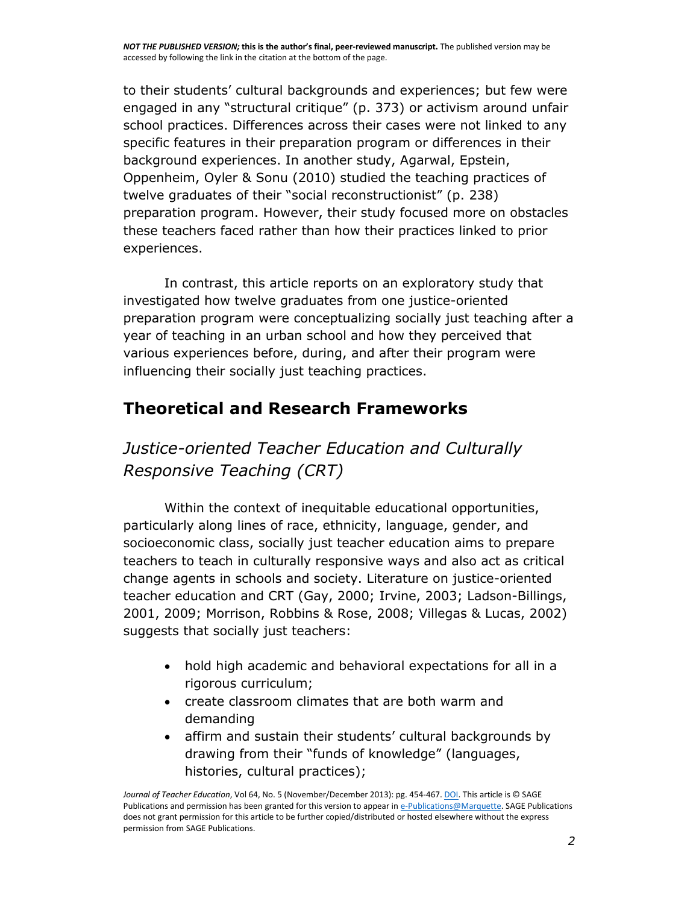to their students' cultural backgrounds and experiences; but few were engaged in any "structural critique" (p. 373) or activism around unfair school practices. Differences across their cases were not linked to any specific features in their preparation program or differences in their background experiences. In another study, Agarwal, Epstein, Oppenheim, Oyler & Sonu (2010) studied the teaching practices of twelve graduates of their "social reconstructionist" (p. 238) preparation program. However, their study focused more on obstacles these teachers faced rather than how their practices linked to prior experiences.

In contrast, this article reports on an exploratory study that investigated how twelve graduates from one justice-oriented preparation program were conceptualizing socially just teaching after a year of teaching in an urban school and how they perceived that various experiences before, during, and after their program were influencing their socially just teaching practices.

## Theoretical and Research Frameworks

### *Justice-oriented Teacher Education and Culturally Responsive Teaching (CRT)*

Within the context of inequitable educational opportunities, particularly along lines of race, ethnicity, language, gender, and socioeconomic class, socially just teacher education aims to prepare teachers to teach in culturally responsive ways and also act as critical change agents in schools and society. Literature on justice-oriented teacher education and CRT (Gay, 2000; Irvine, 2003; Ladson-Billings, 2001, 2009; Morrison, Robbins & Rose, 2008; Villegas & Lucas, 2002) suggests that socially just teachers:

- hold high academic and behavioral expectations for all in a rigorous curriculum;
- create classroom climates that are both warm and demanding
- affirm and sustain their students' cultural backgrounds by drawing from their "funds of knowledge" (languages, histories, cultural practices);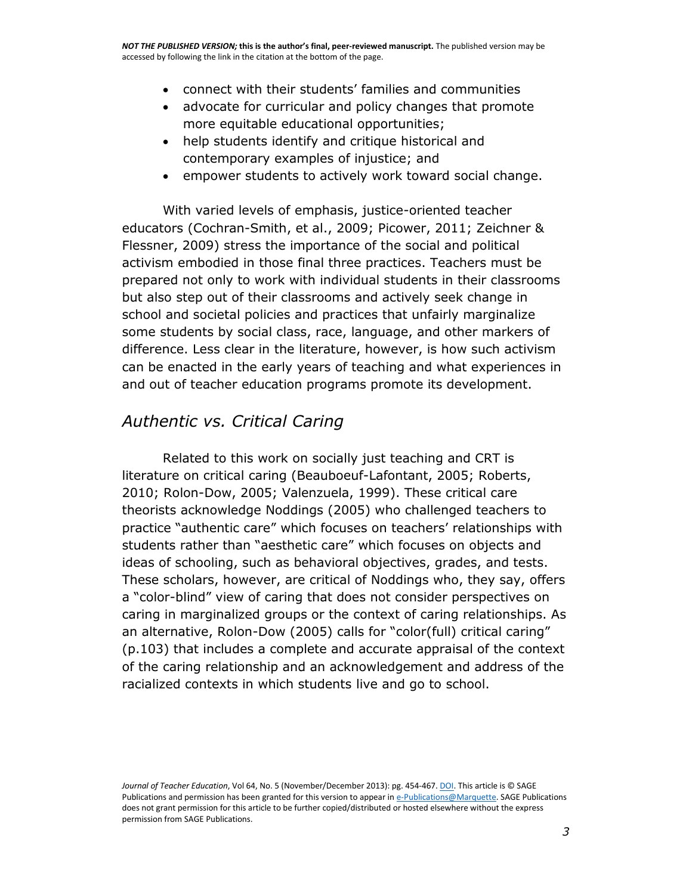- connect with their students' families and communities
- advocate for curricular and policy changes that promote more equitable educational opportunities;
- help students identify and critique historical and contemporary examples of injustice; and
- empower students to actively work toward social change.

With varied levels of emphasis, justice-oriented teacher educators (Cochran-Smith, et al., 2009; Picower, 2011; Zeichner & Flessner, 2009) stress the importance of the social and political activism embodied in those final three practices. Teachers must be prepared not only to work with individual students in their classrooms but also step out of their classrooms and actively seek change in school and societal policies and practices that unfairly marginalize some students by social class, race, language, and other markers of difference. Less clear in the literature, however, is how such activism can be enacted in the early years of teaching and what experiences in and out of teacher education programs promote its development.

## *Authentic vs. Critical Caring*

Related to this work on socially just teaching and CRT is literature on critical caring (Beauboeuf-Lafontant, 2005; Roberts, 2010; Rolon-Dow, 2005; Valenzuela, 1999). These critical care theorists acknowledge Noddings (2005) who challenged teachers to practice "authentic care" which focuses on teachers' relationships with students rather than "aesthetic care" which focuses on objects and ideas of schooling, such as behavioral objectives, grades, and tests. These scholars, however, are critical of Noddings who, they say, offers a "color-blind" view of caring that does not consider perspectives on caring in marginalized groups or the context of caring relationships. As an alternative, Rolon-Dow (2005) calls for "color(full) critical caring" (p.103) that includes a complete and accurate appraisal of the context of the caring relationship and an acknowledgement and address of the racialized contexts in which students live and go to school.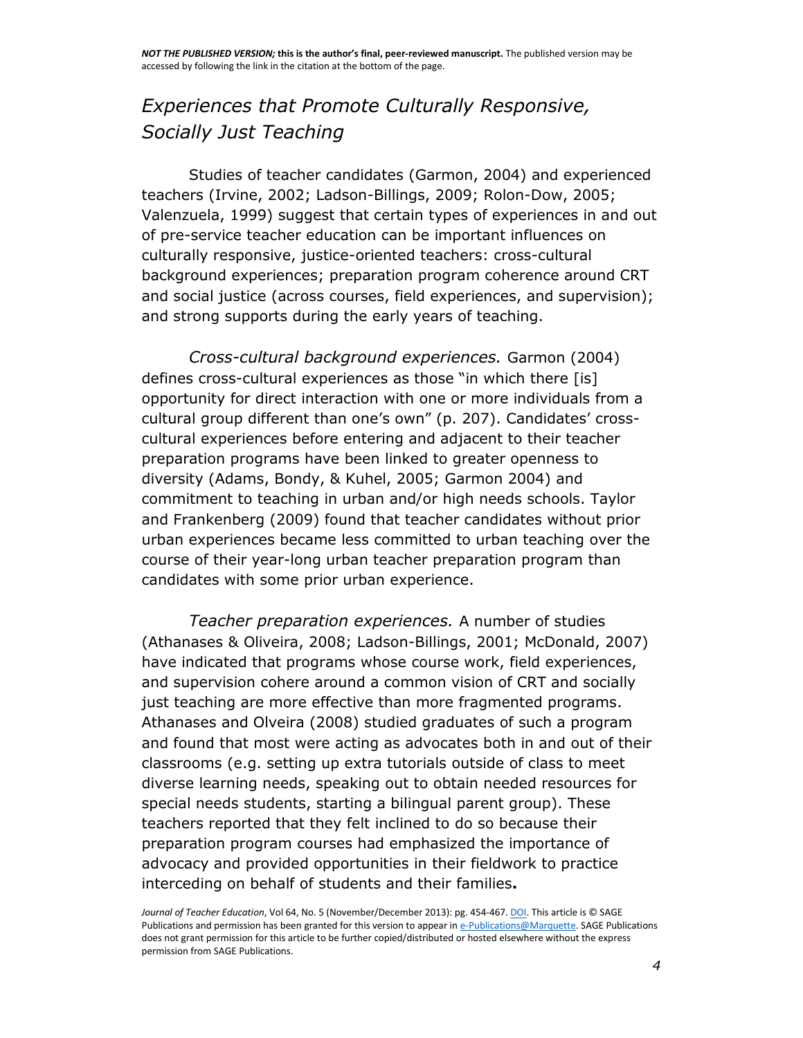## *Experiences that Promote Culturally Responsive, Socially Just Teaching*

Studies of teacher candidates (Garmon, 2004) and experienced teachers (Irvine, 2002; Ladson-Billings, 2009; Rolon-Dow, 2005; Valenzuela, 1999) suggest that certain types of experiences in and out of pre-service teacher education can be important influences on culturally responsive, justice-oriented teachers: cross-cultural background experiences; preparation program coherence around CRT and social justice (across courses, field experiences, and supervision); and strong supports during the early years of teaching.

*Cross-cultural background experiences.* Garmon (2004) defines cross-cultural experiences as those "in which there [is] opportunity for direct interaction with one or more individuals from a cultural group different than one's own" (p. 207). Candidates' cross-cultural experiences before entering and adjacent to their teacher preparation programs have been linked to greater openness to diversity (Adams, Bondy, & Kuhel, 2005; Garmon 2004) and commitment to teaching in urban and/or high needs schools. Taylor and Frankenberg (2009) found that teacher candidates without prior urban experiences became less committed to urban teaching over the course of their year-long urban teacher preparation program than candidates with some prior urban experience.

*Teacher preparation experiences.* A number of studies (Athanases & Oliveira, 2008; Ladson-Billings, 2001; McDonald, 2007) have indicated that programs whose course work, field experiences, and supervision cohere around a common vision of CRT and socially just teaching are more effective than more fragmented programs. Athanases and Olveira (2008) studied graduates of such a program and found that most were acting as advocates both in and out of their classrooms (e.g. setting up extra tutorials outside of class to meet diverse learning needs, speaking out to obtain needed resources for special needs students, starting a bilingual parent group). These teachers reported that they felt inclined to do so because their preparation program courses had emphasized the importance of advocacy and provided opportunities in their fieldwork to practice interceding on behalf of students and their families**.**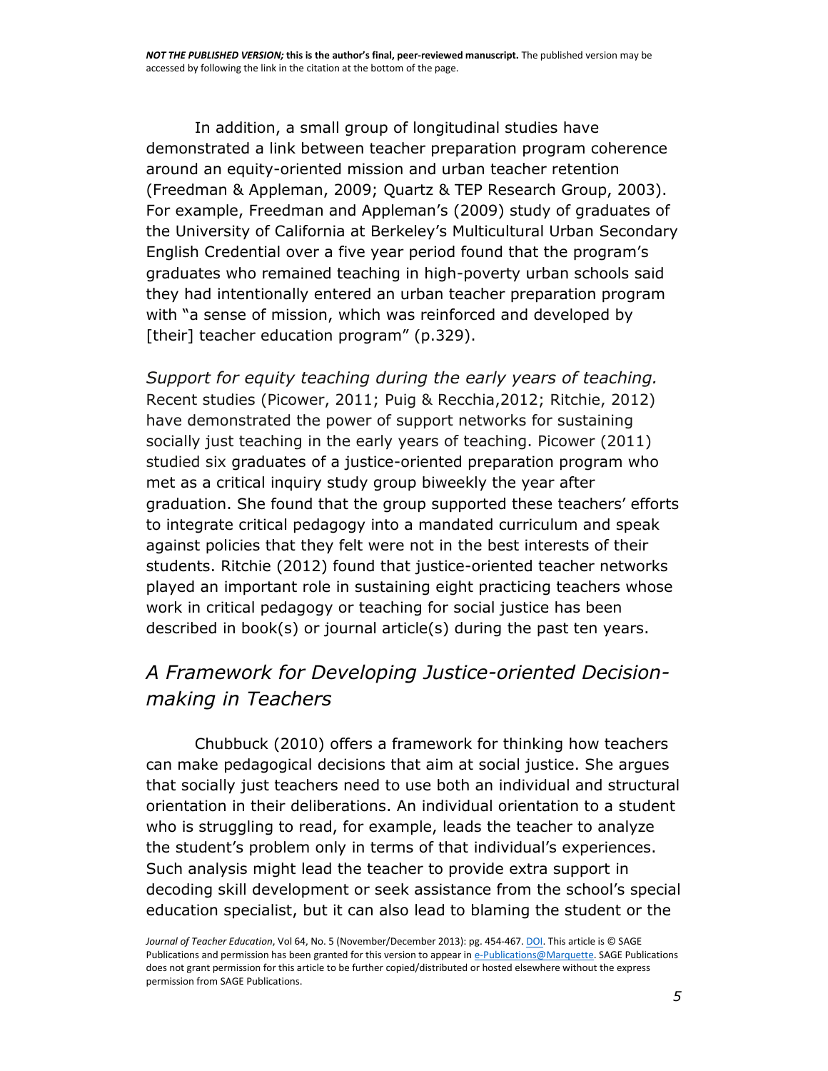In addition, a small group of longitudinal studies have demonstrated a link between teacher preparation program coherence around an equity-oriented mission and urban teacher retention (Freedman & Appleman, 2009; Quartz & TEP Research Group, 2003). For example, Freedman and Appleman's (2009) study of graduates of the University of California at Berkeley's Multicultural Urban Secondary English Credential over a five year period found that the program's graduates who remained teaching in high-poverty urban schools said they had intentionally entered an urban teacher preparation program with "a sense of mission, which was reinforced and developed by [their] teacher education program" (p.329).

*Support for equity teaching during the early years of teaching.* Recent studies (Picower, 2011; Puig & Recchia,2012; Ritchie, 2012) have demonstrated the power of support networks for sustaining socially just teaching in the early years of teaching. Picower (2011) studied six graduates of a justice-oriented preparation program who met as a critical inquiry study group biweekly the year after graduation. She found that the group supported these teachers' efforts to integrate critical pedagogy into a mandated curriculum and speak against policies that they felt were not in the best interests of their students. Ritchie (2012) found that justice-oriented teacher networks played an important role in sustaining eight practicing teachers whose work in critical pedagogy or teaching for social justice has been described in book(s) or journal article(s) during the past ten years.

## *A Framework for Developing Justice-oriented Decision-making in Teachers*

Chubbuck (2010) offers a framework for thinking how teachers can make pedagogical decisions that aim at social justice. She argues that socially just teachers need to use both an individual and structural orientation in their deliberations. An individual orientation to a student who is struggling to read, for example, leads the teacher to analyze the student's problem only in terms of that individual's experiences. Such analysis might lead the teacher to provide extra support in decoding skill development or seek assistance from the school's special education specialist, but it can also lead to blaming the student or the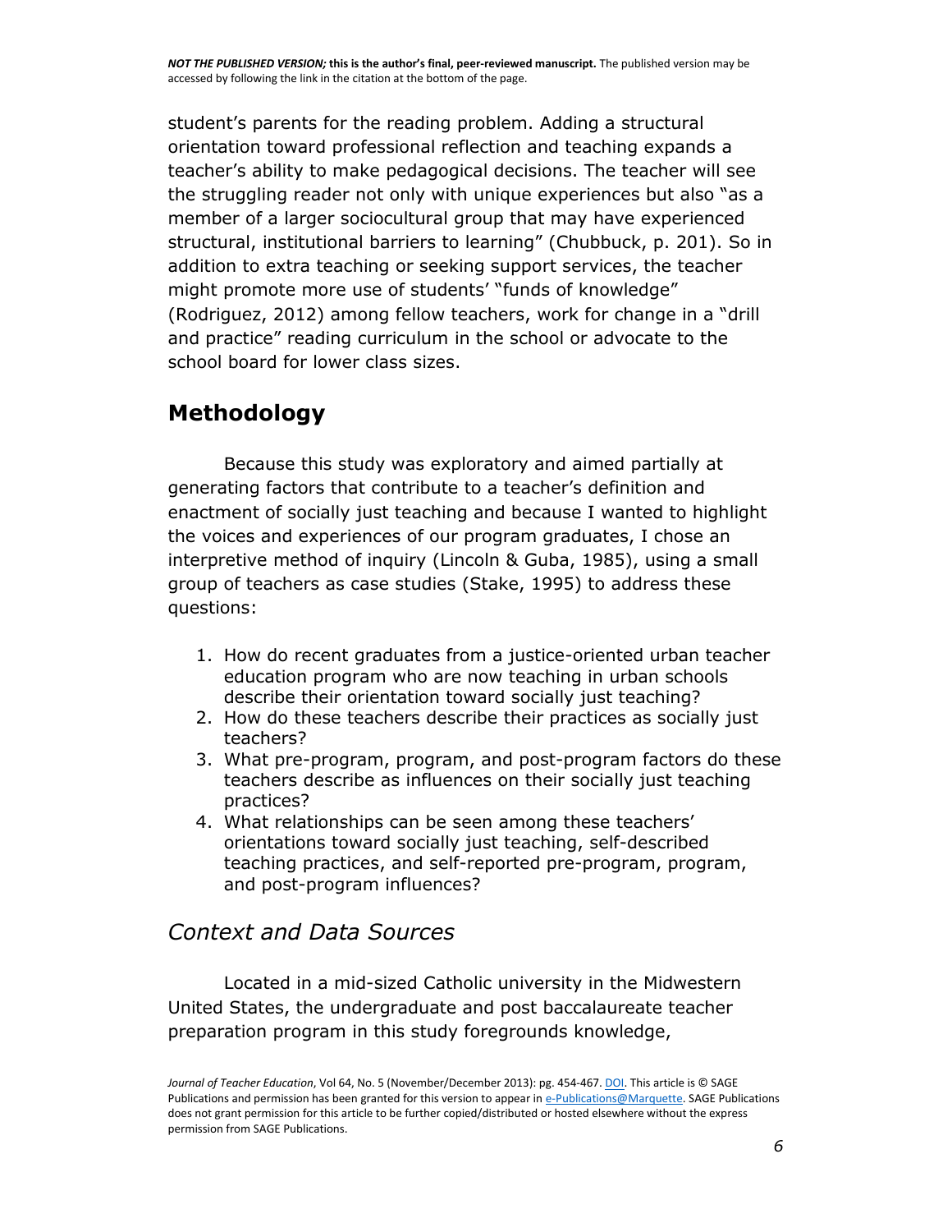student's parents for the reading problem. Adding a structural orientation toward professional reflection and teaching expands a teacher's ability to make pedagogical decisions. The teacher will see the struggling reader not only with unique experiences but also "as a member of a larger sociocultural group that may have experienced structural, institutional barriers to learning" (Chubbuck, p. 201). So in addition to extra teaching or seeking support services, the teacher might promote more use of students' "funds of knowledge" (Rodriguez, 2012) among fellow teachers, work for change in a "drill and practice" reading curriculum in the school or advocate to the school board for lower class sizes.

## Methodology

Because this study was exploratory and aimed partially at generating factors that contribute to a teacher's definition and enactment of socially just teaching and because I wanted to highlight the voices and experiences of our program graduates, I chose an interpretive method of inquiry (Lincoln & Guba, 1985), using a small group of teachers as case studies (Stake, 1995) to address these questions:

1. How do recent graduates from a justice-oriented urban teacher education program who are now teaching in urban schools describe their orientation toward socially just teaching?
2. How do these teachers describe their practices as socially just teachers?
3. What pre-program, program, and post-program factors do these teachers describe as influences on their socially just teaching practices?
4. What relationships can be seen among these teachers' orientations toward socially just teaching, self-described teaching practices, and self-reported pre-program, program, and post-program influences?

### *Context and Data Sources*

Located in a mid-sized Catholic university in the Midwestern United States, the undergraduate and post baccalaureate teacher preparation program in this study foregrounds knowledge,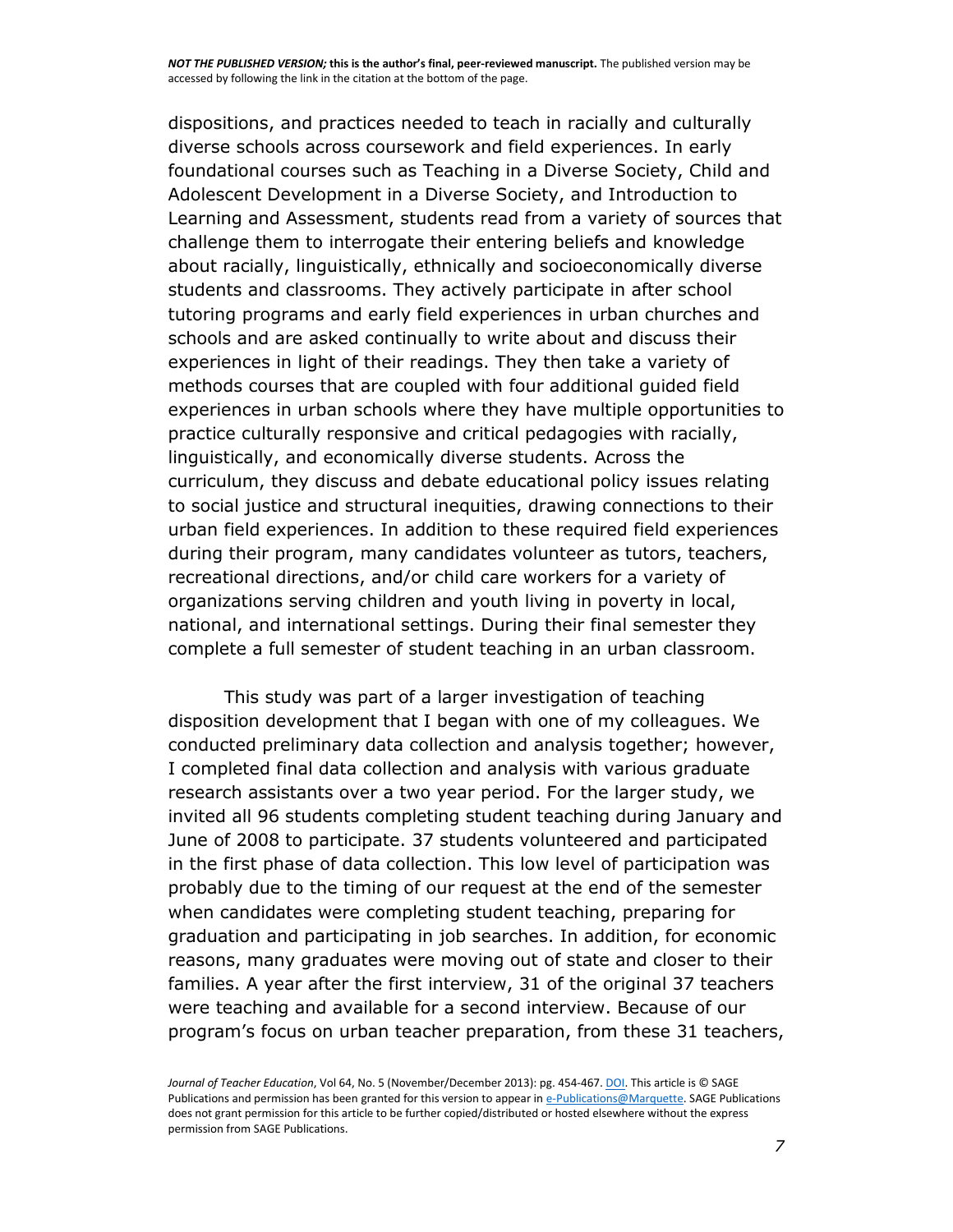dispositions, and practices needed to teach in racially and culturally diverse schools across coursework and field experiences. In early foundational courses such as Teaching in a Diverse Society, Child and Adolescent Development in a Diverse Society, and Introduction to Learning and Assessment, students read from a variety of sources that challenge them to interrogate their entering beliefs and knowledge about racially, linguistically, ethnically and socioeconomically diverse students and classrooms. They actively participate in after school tutoring programs and early field experiences in urban churches and schools and are asked continually to write about and discuss their experiences in light of their readings. They then take a variety of methods courses that are coupled with four additional guided field experiences in urban schools where they have multiple opportunities to practice culturally responsive and critical pedagogies with racially, linguistically, and economically diverse students. Across the curriculum, they discuss and debate educational policy issues relating to social justice and structural inequities, drawing connections to their urban field experiences. In addition to these required field experiences during their program, many candidates volunteer as tutors, teachers, recreational directions, and/or child care workers for a variety of organizations serving children and youth living in poverty in local, national, and international settings. During their final semester they complete a full semester of student teaching in an urban classroom.

This study was part of a larger investigation of teaching disposition development that I began with one of my colleagues. We conducted preliminary data collection and analysis together; however, I completed final data collection and analysis with various graduate research assistants over a two year period. For the larger study, we invited all 96 students completing student teaching during January and June of 2008 to participate. 37 students volunteered and participated in the first phase of data collection. This low level of participation was probably due to the timing of our request at the end of the semester when candidates were completing student teaching, preparing for graduation and participating in job searches. In addition, for economic reasons, many graduates were moving out of state and closer to their families. A year after the first interview, 31 of the original 37 teachers were teaching and available for a second interview. Because of our program's focus on urban teacher preparation, from these 31 teachers,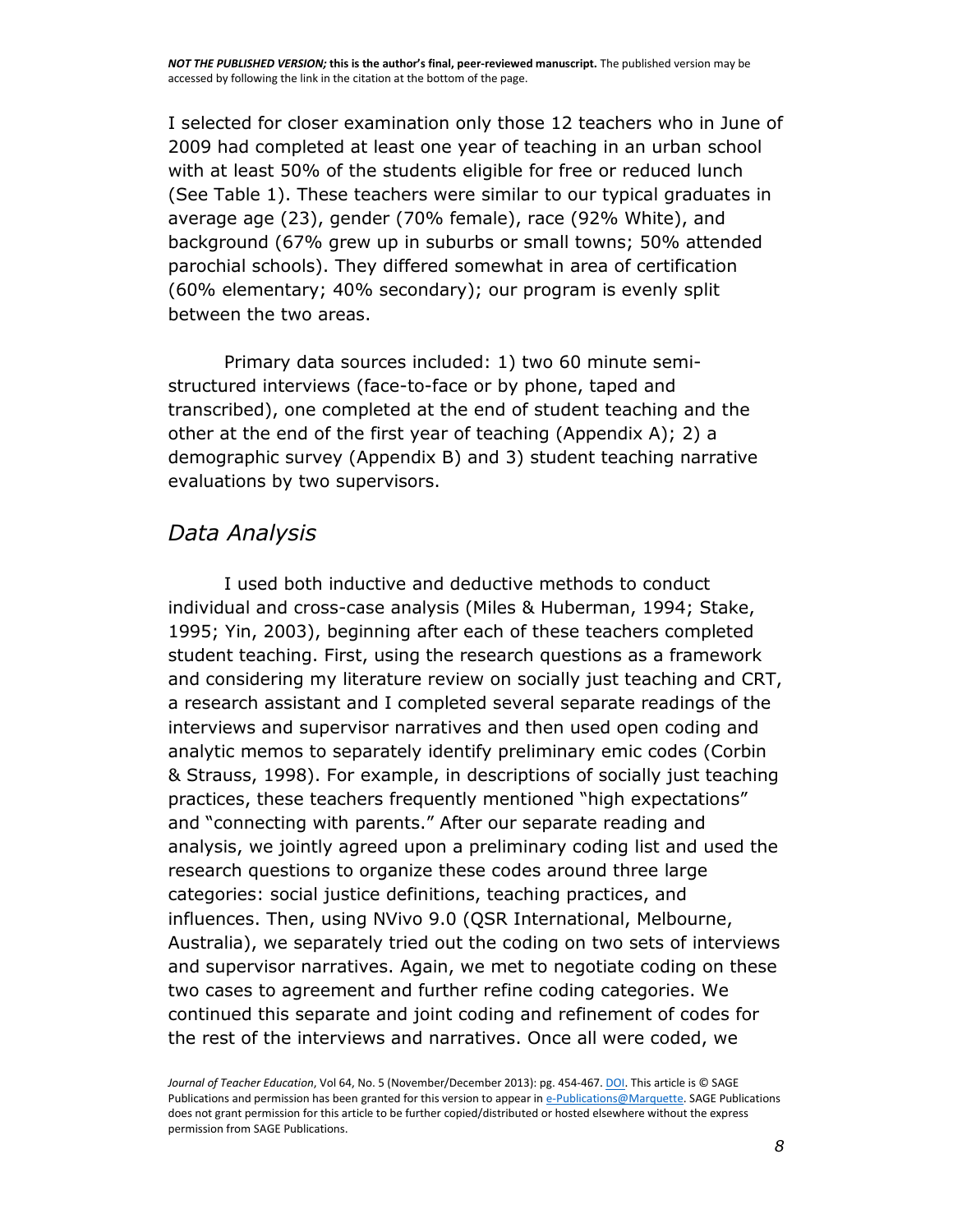I selected for closer examination only those 12 teachers who in June of 2009 had completed at least one year of teaching in an urban school with at least 50% of the students eligible for free or reduced lunch (See Table 1). These teachers were similar to our typical graduates in average age (23), gender (70% female), race (92% White), and background (67% grew up in suburbs or small towns; 50% attended parochial schools). They differed somewhat in area of certification (60% elementary; 40% secondary); our program is evenly split between the two areas.

Primary data sources included: 1) two 60 minute semi-structured interviews (face-to-face or by phone, taped and transcribed), one completed at the end of student teaching and the other at the end of the first year of teaching (Appendix A); 2) a demographic survey (Appendix B) and 3) student teaching narrative evaluations by two supervisors.

## *Data Analysis*

I used both inductive and deductive methods to conduct individual and cross-case analysis (Miles & Huberman, 1994; Stake, 1995; Yin, 2003), beginning after each of these teachers completed student teaching. First, using the research questions as a framework and considering my literature review on socially just teaching and CRT, a research assistant and I completed several separate readings of the interviews and supervisor narratives and then used open coding and analytic memos to separately identify preliminary emic codes (Corbin & Strauss, 1998). For example, in descriptions of socially just teaching practices, these teachers frequently mentioned "high expectations" and "connecting with parents." After our separate reading and analysis, we jointly agreed upon a preliminary coding list and used the research questions to organize these codes around three large categories: social justice definitions, teaching practices, and influences. Then, using NVivo 9.0 (QSR International, Melbourne, Australia), we separately tried out the coding on two sets of interviews and supervisor narratives. Again, we met to negotiate coding on these two cases to agreement and further refine coding categories. We continued this separate and joint coding and refinement of codes for the rest of the interviews and narratives. Once all were coded, we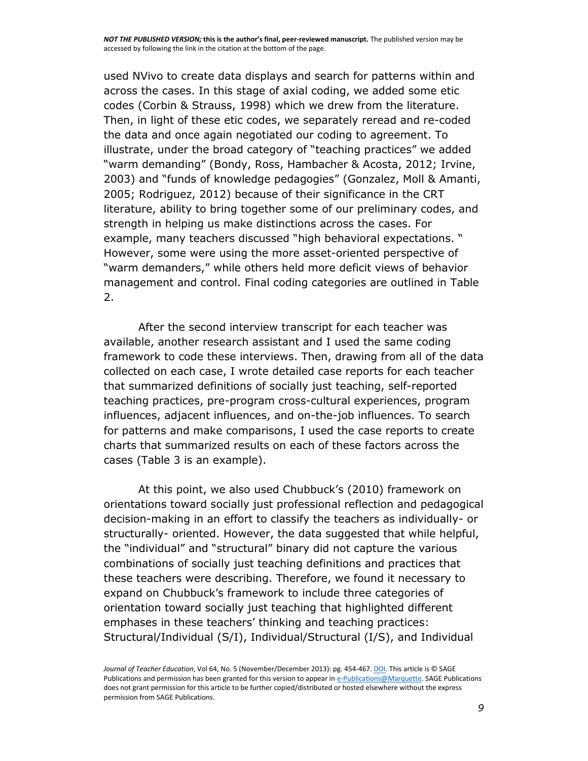used NVivo to create data displays and search for patterns within and across the cases. In this stage of axial coding, we added some etic codes (Corbin & Strauss, 1998) which we drew from the literature. Then, in light of these etic codes, we separately reread and re-coded the data and once again negotiated our coding to agreement. To illustrate, under the broad category of "teaching practices" we added "warm demanding" (Bondy, Ross, Hambacher & Acosta, 2012; Irvine, 2003) and "funds of knowledge pedagogies" (Gonzalez, Moll & Amanti, 2005; Rodriguez, 2012) because of their significance in the CRT literature, ability to bring together some of our preliminary codes, and strength in helping us make distinctions across the cases. For example, many teachers discussed "high behavioral expectations. " However, some were using the more asset-oriented perspective of "warm demanders," while others held more deficit views of behavior management and control. Final coding categories are outlined in Table 2.

After the second interview transcript for each teacher was available, another research assistant and I used the same coding framework to code these interviews. Then, drawing from all of the data collected on each case, I wrote detailed case reports for each teacher that summarized definitions of socially just teaching, self-reported teaching practices, pre-program cross-cultural experiences, program influences, adjacent influences, and on-the-job influences. To search for patterns and make comparisons, I used the case reports to create charts that summarized results on each of these factors across the cases (Table 3 is an example).

At this point, we also used Chubbuck's (2010) framework on orientations toward socially just professional reflection and pedagogical decision-making in an effort to classify the teachers as individually- or structurally- oriented. However, the data suggested that while helpful, the "individual" and "structural" binary did not capture the various combinations of socially just teaching definitions and practices that these teachers were describing. Therefore, we found it necessary to expand on Chubbuck's framework to include three categories of orientation toward socially just teaching that highlighted different emphases in these teachers' thinking and teaching practices: Structural/Individual (S/I), Individual/Structural (I/S), and Individual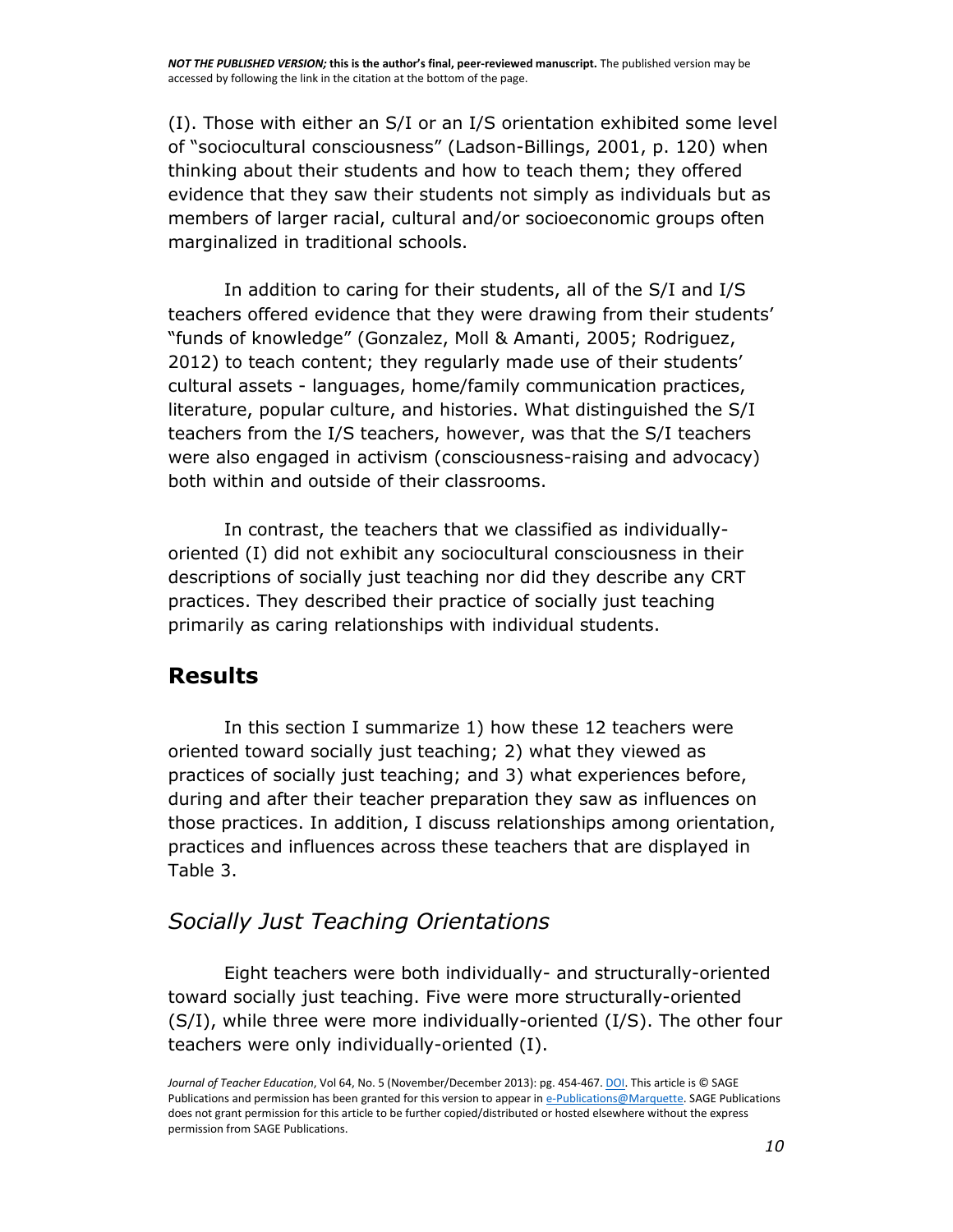(I). Those with either an S/I or an I/S orientation exhibited some level of "sociocultural consciousness" (Ladson-Billings, 2001, p. 120) when thinking about their students and how to teach them; they offered evidence that they saw their students not simply as individuals but as members of larger racial, cultural and/or socioeconomic groups often marginalized in traditional schools.

In addition to caring for their students, all of the S/I and I/S teachers offered evidence that they were drawing from their students' "funds of knowledge" (Gonzalez, Moll & Amanti, 2005; Rodriguez, 2012) to teach content; they regularly made use of their students' cultural assets - languages, home/family communication practices, literature, popular culture, and histories. What distinguished the S/I teachers from the I/S teachers, however, was that the S/I teachers were also engaged in activism (consciousness-raising and advocacy) both within and outside of their classrooms.

In contrast, the teachers that we classified as individually-oriented (I) did not exhibit any sociocultural consciousness in their descriptions of socially just teaching nor did they describe any CRT practices. They described their practice of socially just teaching primarily as caring relationships with individual students.

## Results

In this section I summarize 1) how these 12 teachers were oriented toward socially just teaching; 2) what they viewed as practices of socially just teaching; and 3) what experiences before, during and after their teacher preparation they saw as influences on those practices. In addition, I discuss relationships among orientation, practices and influences across these teachers that are displayed in Table 3.

### *Socially Just Teaching Orientations*

Eight teachers were both individually- and structurally-oriented toward socially just teaching. Five were more structurally-oriented (S/I), while three were more individually-oriented (I/S). The other four teachers were only individually-oriented (I).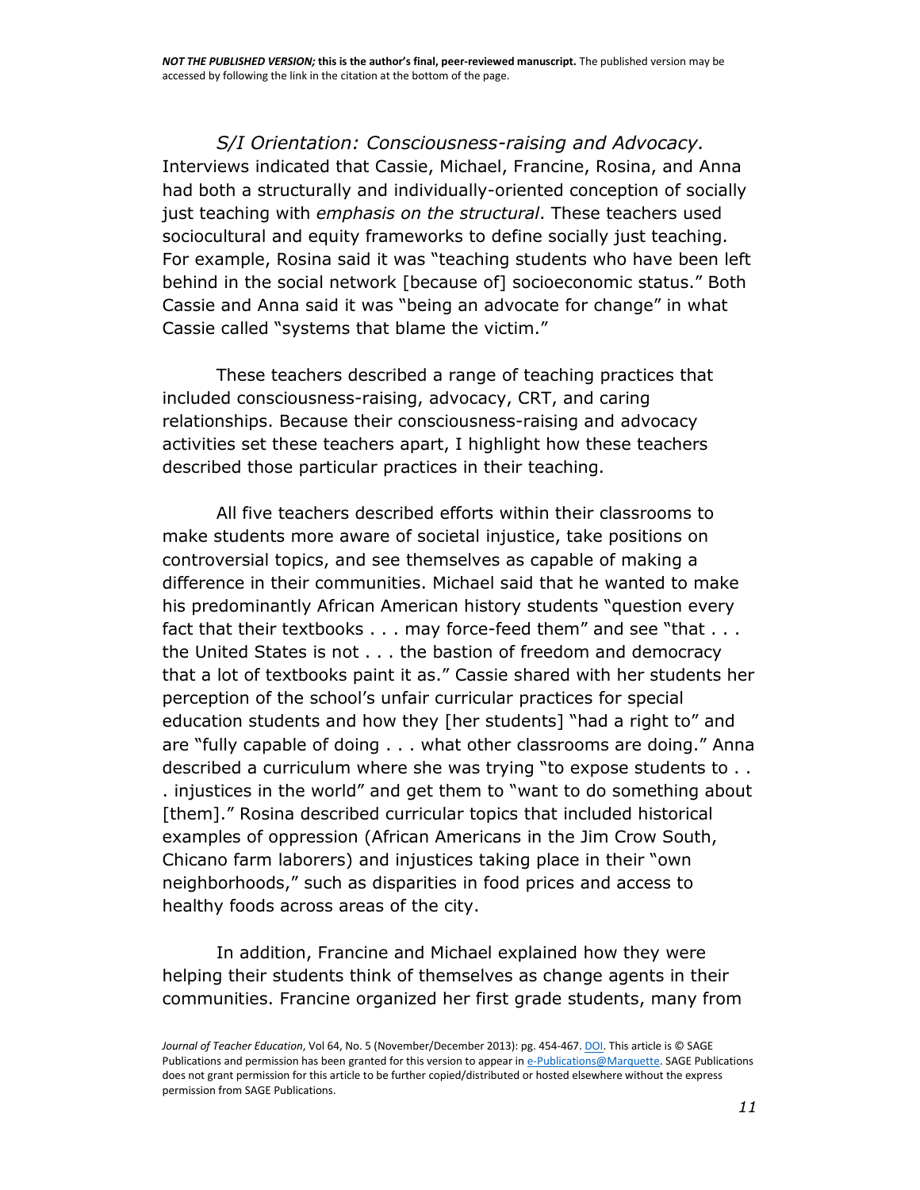*S/I Orientation: Consciousness-raising and Advocacy.* Interviews indicated that Cassie, Michael, Francine, Rosina, and Anna had both a structurally and individually-oriented conception of socially just teaching with *emphasis on the structural*. These teachers used sociocultural and equity frameworks to define socially just teaching. For example, Rosina said it was "teaching students who have been left behind in the social network [because of] socioeconomic status." Both Cassie and Anna said it was "being an advocate for change" in what Cassie called "systems that blame the victim."

These teachers described a range of teaching practices that included consciousness-raising, advocacy, CRT, and caring relationships. Because their consciousness-raising and advocacy activities set these teachers apart, I highlight how these teachers described those particular practices in their teaching.

All five teachers described efforts within their classrooms to make students more aware of societal injustice, take positions on controversial topics, and see themselves as capable of making a difference in their communities. Michael said that he wanted to make his predominantly African American history students "question every fact that their textbooks . . . may force-feed them" and see "that . . . the United States is not . . . the bastion of freedom and democracy that a lot of textbooks paint it as." Cassie shared with her students her perception of the school's unfair curricular practices for special education students and how they [her students] "had a right to" and are "fully capable of doing . . . what other classrooms are doing." Anna described a curriculum where she was trying "to expose students to . . . injustices in the world" and get them to "want to do something about [them]." Rosina described curricular topics that included historical examples of oppression (African Americans in the Jim Crow South, Chicano farm laborers) and injustices taking place in their "own neighborhoods," such as disparities in food prices and access to healthy foods across areas of the city.

In addition, Francine and Michael explained how they were helping their students think of themselves as change agents in their communities. Francine organized her first grade students, many from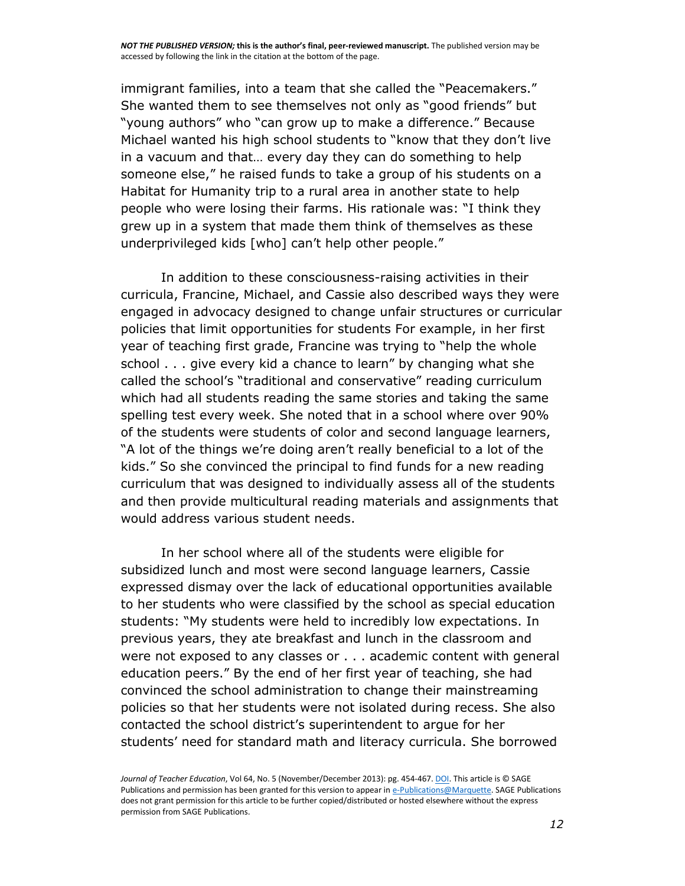immigrant families, into a team that she called the "Peacemakers." She wanted them to see themselves not only as "good friends" but "young authors" who "can grow up to make a difference." Because Michael wanted his high school students to "know that they don't live in a vacuum and that… every day they can do something to help someone else," he raised funds to take a group of his students on a Habitat for Humanity trip to a rural area in another state to help people who were losing their farms. His rationale was: "I think they grew up in a system that made them think of themselves as these underprivileged kids [who] can't help other people."

In addition to these consciousness-raising activities in their curricula, Francine, Michael, and Cassie also described ways they were engaged in advocacy designed to change unfair structures or curricular policies that limit opportunities for students For example, in her first year of teaching first grade, Francine was trying to "help the whole school . . . give every kid a chance to learn" by changing what she called the school's "traditional and conservative" reading curriculum which had all students reading the same stories and taking the same spelling test every week. She noted that in a school where over 90% of the students were students of color and second language learners, "A lot of the things we're doing aren't really beneficial to a lot of the kids." So she convinced the principal to find funds for a new reading curriculum that was designed to individually assess all of the students and then provide multicultural reading materials and assignments that would address various student needs.

In her school where all of the students were eligible for subsidized lunch and most were second language learners, Cassie expressed dismay over the lack of educational opportunities available to her students who were classified by the school as special education students: "My students were held to incredibly low expectations. In previous years, they ate breakfast and lunch in the classroom and were not exposed to any classes or . . . academic content with general education peers." By the end of her first year of teaching, she had convinced the school administration to change their mainstreaming policies so that her students were not isolated during recess. She also contacted the school district's superintendent to argue for her students' need for standard math and literacy curricula. She borrowed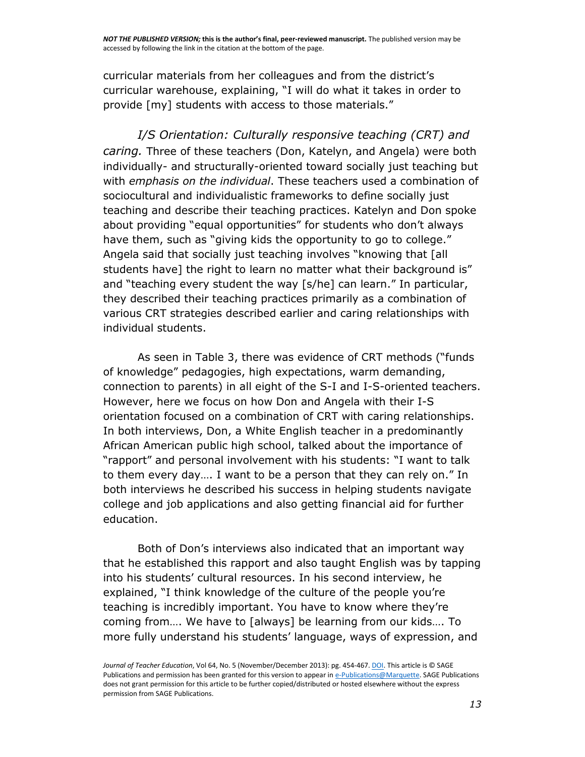curricular materials from her colleagues and from the district's curricular warehouse, explaining, "I will do what it takes in order to provide [my] students with access to those materials."

*I/S Orientation: Culturally responsive teaching (CRT) and caring.* Three of these teachers (Don, Katelyn, and Angela) were both individually- and structurally-oriented toward socially just teaching but with *emphasis on the individual*. These teachers used a combination of sociocultural and individualistic frameworks to define socially just teaching and describe their teaching practices. Katelyn and Don spoke about providing "equal opportunities" for students who don't always have them, such as "giving kids the opportunity to go to college." Angela said that socially just teaching involves "knowing that [all students have] the right to learn no matter what their background is" and "teaching every student the way [s/he] can learn." In particular, they described their teaching practices primarily as a combination of various CRT strategies described earlier and caring relationships with individual students.

As seen in Table 3, there was evidence of CRT methods ("funds of knowledge" pedagogies, high expectations, warm demanding, connection to parents) in all eight of the S-I and I-S-oriented teachers. However, here we focus on how Don and Angela with their I-S orientation focused on a combination of CRT with caring relationships. In both interviews, Don, a White English teacher in a predominantly African American public high school, talked about the importance of "rapport" and personal involvement with his students: "I want to talk to them every day…. I want to be a person that they can rely on." In both interviews he described his success in helping students navigate college and job applications and also getting financial aid for further education.

Both of Don's interviews also indicated that an important way that he established this rapport and also taught English was by tapping into his students' cultural resources. In his second interview, he explained, "I think knowledge of the culture of the people you're teaching is incredibly important. You have to know where they're coming from…. We have to [always] be learning from our kids…. To more fully understand his students' language, ways of expression, and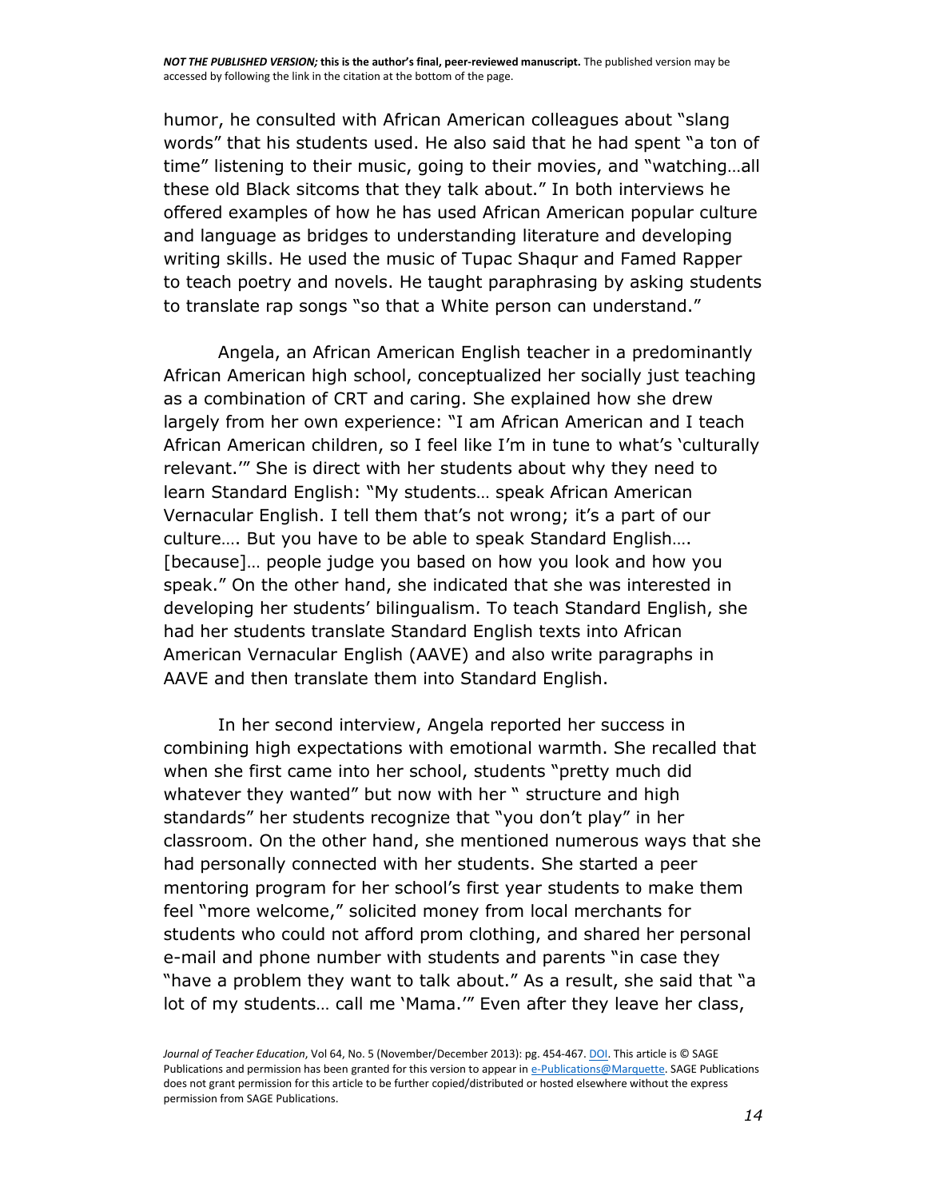humor, he consulted with African American colleagues about "slang words" that his students used. He also said that he had spent "a ton of time" listening to their music, going to their movies, and "watching…all these old Black sitcoms that they talk about." In both interviews he offered examples of how he has used African American popular culture and language as bridges to understanding literature and developing writing skills. He used the music of Tupac Shaqur and Famed Rapper to teach poetry and novels. He taught paraphrasing by asking students to translate rap songs "so that a White person can understand."

Angela, an African American English teacher in a predominantly African American high school, conceptualized her socially just teaching as a combination of CRT and caring. She explained how she drew largely from her own experience: "I am African American and I teach African American children, so I feel like I'm in tune to what's 'culturally relevant.'" She is direct with her students about why they need to learn Standard English: "My students… speak African American Vernacular English. I tell them that's not wrong; it's a part of our culture…. But you have to be able to speak Standard English…. [because]… people judge you based on how you look and how you speak." On the other hand, she indicated that she was interested in developing her students' bilingualism. To teach Standard English, she had her students translate Standard English texts into African American Vernacular English (AAVE) and also write paragraphs in AAVE and then translate them into Standard English.

In her second interview, Angela reported her success in combining high expectations with emotional warmth. She recalled that when she first came into her school, students "pretty much did whatever they wanted" but now with her " structure and high standards" her students recognize that "you don't play" in her classroom. On the other hand, she mentioned numerous ways that she had personally connected with her students. She started a peer mentoring program for her school's first year students to make them feel "more welcome," solicited money from local merchants for students who could not afford prom clothing, and shared her personal e-mail and phone number with students and parents "in case they "have a problem they want to talk about." As a result, she said that "a lot of my students… call me 'Mama.'" Even after they leave her class,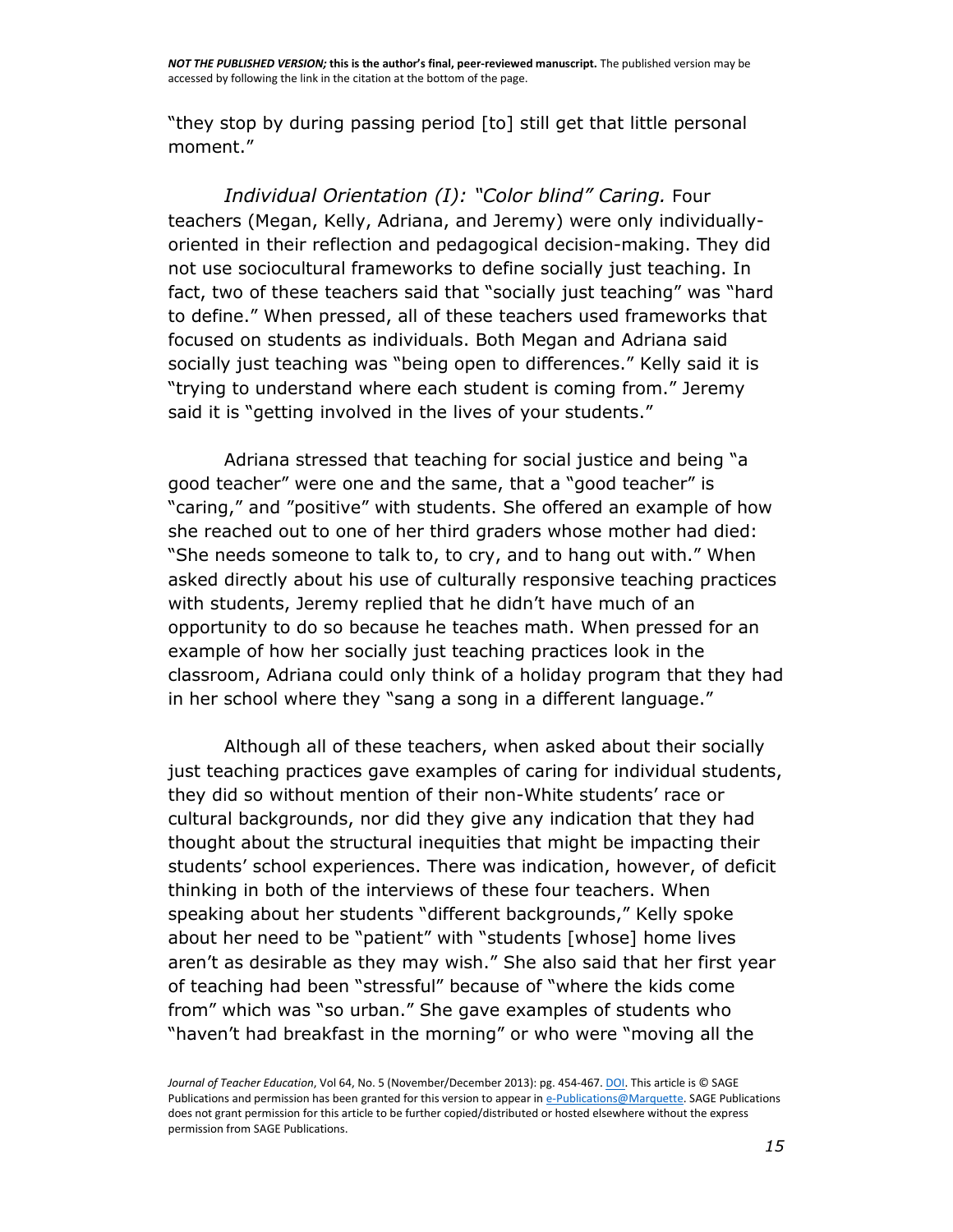"they stop by during passing period [to] still get that little personal moment."

*Individual Orientation (I): "Color blind" Caring.* Four teachers (Megan, Kelly, Adriana, and Jeremy) were only individually-oriented in their reflection and pedagogical decision-making. They did not use sociocultural frameworks to define socially just teaching. In fact, two of these teachers said that "socially just teaching" was "hard to define." When pressed, all of these teachers used frameworks that focused on students as individuals. Both Megan and Adriana said socially just teaching was "being open to differences." Kelly said it is "trying to understand where each student is coming from." Jeremy said it is "getting involved in the lives of your students."

Adriana stressed that teaching for social justice and being "a good teacher" were one and the same, that a "good teacher" is "caring," and "positive" with students. She offered an example of how she reached out to one of her third graders whose mother had died: "She needs someone to talk to, to cry, and to hang out with." When asked directly about his use of culturally responsive teaching practices with students, Jeremy replied that he didn't have much of an opportunity to do so because he teaches math. When pressed for an example of how her socially just teaching practices look in the classroom, Adriana could only think of a holiday program that they had in her school where they "sang a song in a different language."

Although all of these teachers, when asked about their socially just teaching practices gave examples of caring for individual students, they did so without mention of their non-White students' race or cultural backgrounds, nor did they give any indication that they had thought about the structural inequities that might be impacting their students' school experiences. There was indication, however, of deficit thinking in both of the interviews of these four teachers. When speaking about her students "different backgrounds," Kelly spoke about her need to be "patient" with "students [whose] home lives aren't as desirable as they may wish." She also said that her first year of teaching had been "stressful" because of "where the kids come from" which was "so urban." She gave examples of students who "haven't had breakfast in the morning" or who were "moving all the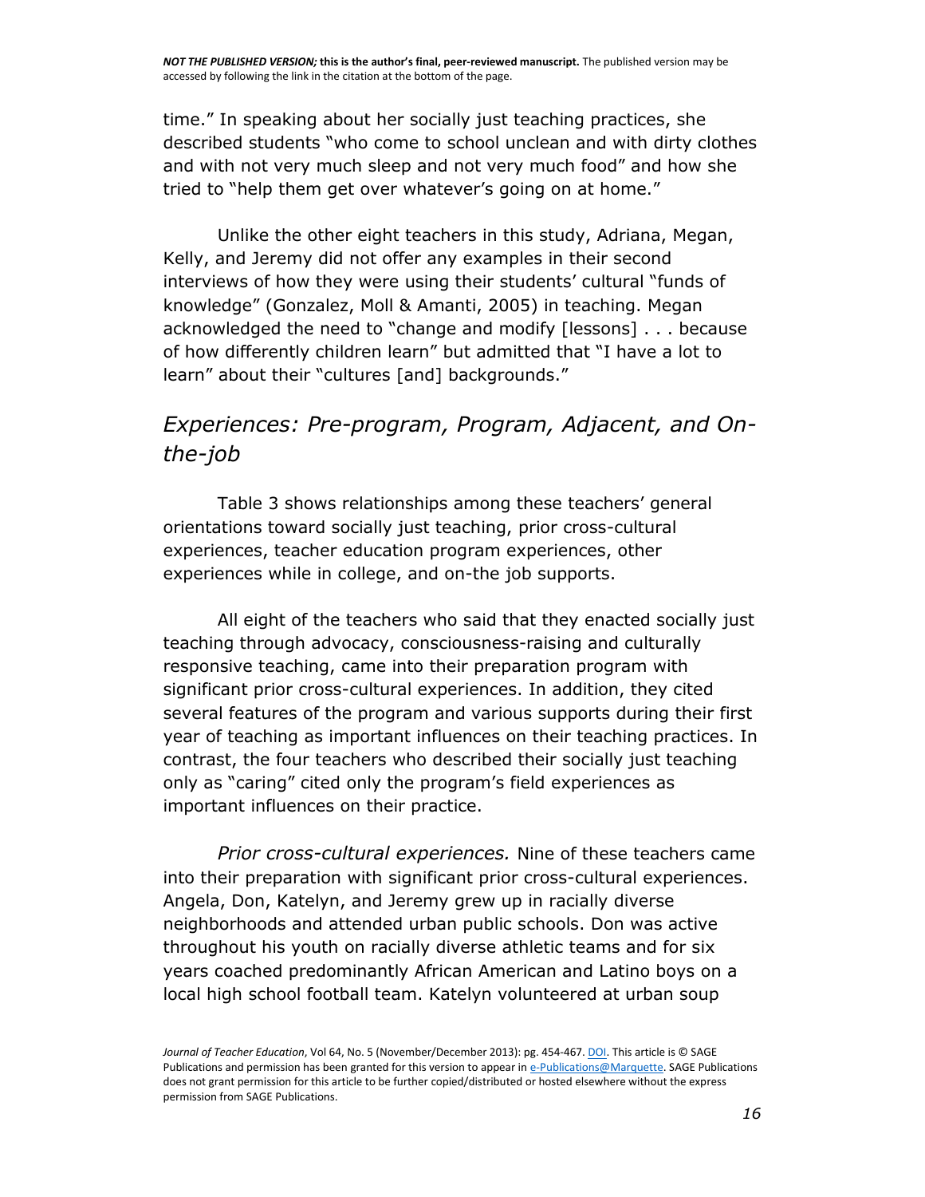time.” In speaking about her socially just teaching practices, she described students “who come to school unclean and with dirty clothes and with not very much sleep and not very much food” and how she tried to “help them get over whatever’s going on at home.”

Unlike the other eight teachers in this study, Adriana, Megan, Kelly, and Jeremy did not offer any examples in their second interviews of how they were using their students’ cultural “funds of knowledge” (Gonzalez, Moll & Amanti, 2005) in teaching. Megan acknowledged the need to “change and modify [lessons] . . . because of how differently children learn” but admitted that “I have a lot to learn” about their “cultures [and] backgrounds.”

## *Experiences: Pre-program, Program, Adjacent, and On-the-job*

Table 3 shows relationships among these teachers’ general orientations toward socially just teaching, prior cross-cultural experiences, teacher education program experiences, other experiences while in college, and on-the job supports.

All eight of the teachers who said that they enacted socially just teaching through advocacy, consciousness-raising and culturally responsive teaching, came into their preparation program with significant prior cross-cultural experiences. In addition, they cited several features of the program and various supports during their first year of teaching as important influences on their teaching practices. In contrast, the four teachers who described their socially just teaching only as “caring” cited only the program’s field experiences as important influences on their practice.

*Prior cross-cultural experiences.* Nine of these teachers came into their preparation with significant prior cross-cultural experiences. Angela, Don, Katelyn, and Jeremy grew up in racially diverse neighborhoods and attended urban public schools. Don was active throughout his youth on racially diverse athletic teams and for six years coached predominantly African American and Latino boys on a local high school football team. Katelyn volunteered at urban soup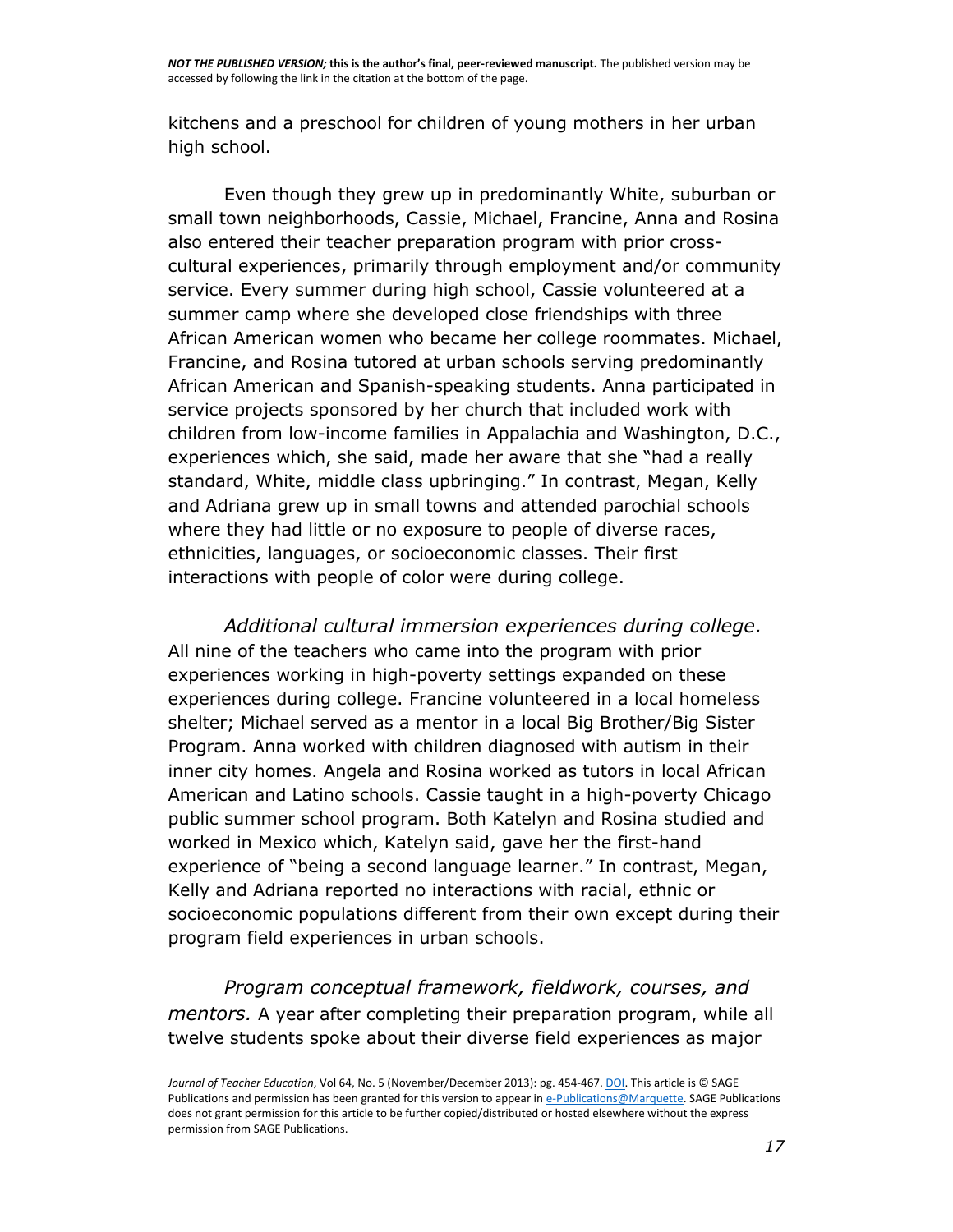kitchens and a preschool for children of young mothers in her urban high school.

Even though they grew up in predominantly White, suburban or small town neighborhoods, Cassie, Michael, Francine, Anna and Rosina also entered their teacher preparation program with prior cross-cultural experiences, primarily through employment and/or community service. Every summer during high school, Cassie volunteered at a summer camp where she developed close friendships with three African American women who became her college roommates. Michael, Francine, and Rosina tutored at urban schools serving predominantly African American and Spanish-speaking students. Anna participated in service projects sponsored by her church that included work with children from low-income families in Appalachia and Washington, D.C., experiences which, she said, made her aware that she "had a really standard, White, middle class upbringing." In contrast, Megan, Kelly and Adriana grew up in small towns and attended parochial schools where they had little or no exposure to people of diverse races, ethnicities, languages, or socioeconomic classes. Their first interactions with people of color were during college.

*Additional cultural immersion experiences during college.* All nine of the teachers who came into the program with prior experiences working in high-poverty settings expanded on these experiences during college. Francine volunteered in a local homeless shelter; Michael served as a mentor in a local Big Brother/Big Sister Program. Anna worked with children diagnosed with autism in their inner city homes. Angela and Rosina worked as tutors in local African American and Latino schools. Cassie taught in a high-poverty Chicago public summer school program. Both Katelyn and Rosina studied and worked in Mexico which, Katelyn said, gave her the first-hand experience of "being a second language learner." In contrast, Megan, Kelly and Adriana reported no interactions with racial, ethnic or socioeconomic populations different from their own except during their program field experiences in urban schools.

*Program conceptual framework, fieldwork, courses, and mentors.* A year after completing their preparation program, while all twelve students spoke about their diverse field experiences as major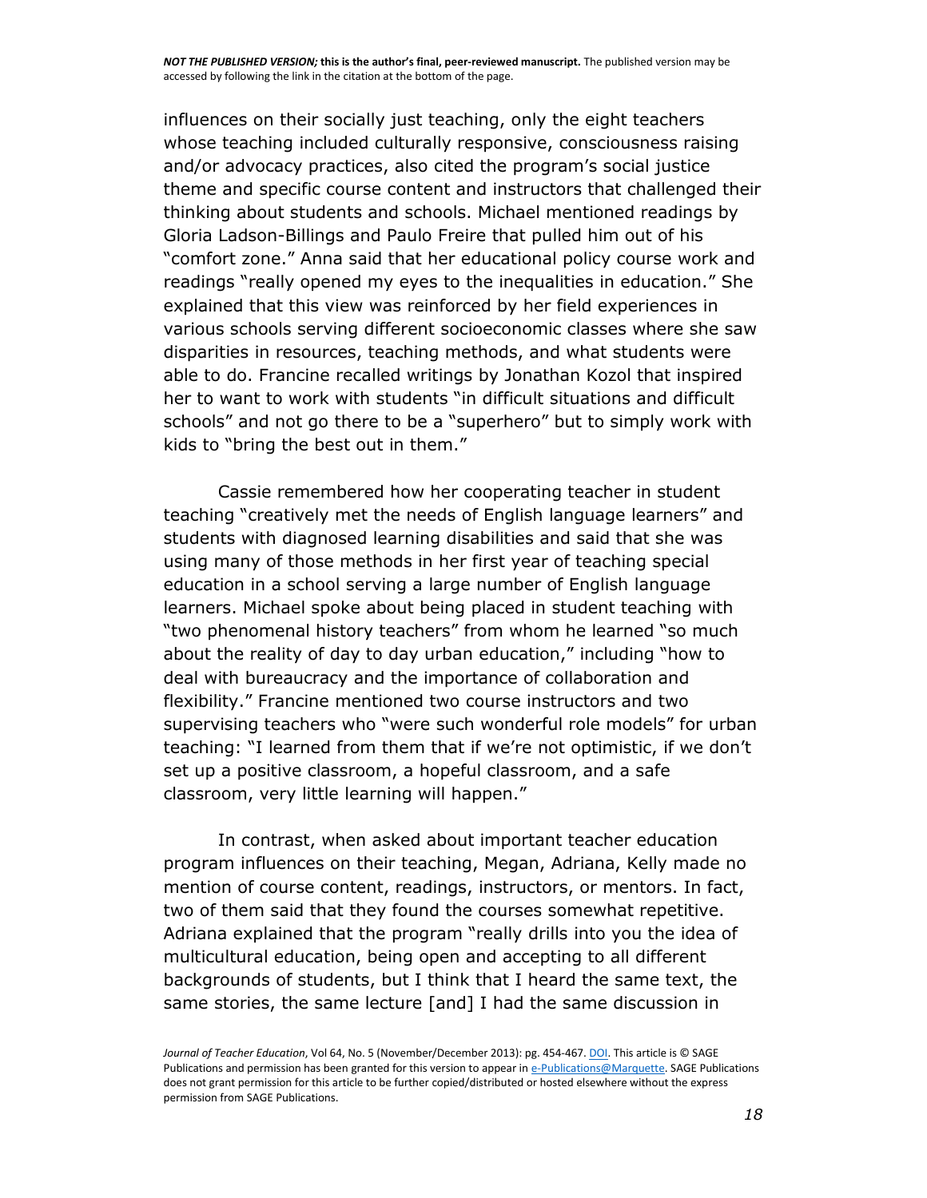influences on their socially just teaching, only the eight teachers whose teaching included culturally responsive, consciousness raising and/or advocacy practices, also cited the program's social justice theme and specific course content and instructors that challenged their thinking about students and schools. Michael mentioned readings by Gloria Ladson-Billings and Paulo Freire that pulled him out of his "comfort zone." Anna said that her educational policy course work and readings "really opened my eyes to the inequalities in education." She explained that this view was reinforced by her field experiences in various schools serving different socioeconomic classes where she saw disparities in resources, teaching methods, and what students were able to do. Francine recalled writings by Jonathan Kozol that inspired her to want to work with students "in difficult situations and difficult schools" and not go there to be a "superhero" but to simply work with kids to "bring the best out in them."

Cassie remembered how her cooperating teacher in student teaching "creatively met the needs of English language learners" and students with diagnosed learning disabilities and said that she was using many of those methods in her first year of teaching special education in a school serving a large number of English language learners. Michael spoke about being placed in student teaching with "two phenomenal history teachers" from whom he learned "so much about the reality of day to day urban education," including "how to deal with bureaucracy and the importance of collaboration and flexibility." Francine mentioned two course instructors and two supervising teachers who "were such wonderful role models" for urban teaching: "I learned from them that if we're not optimistic, if we don't set up a positive classroom, a hopeful classroom, and a safe classroom, very little learning will happen."

In contrast, when asked about important teacher education program influences on their teaching, Megan, Adriana, Kelly made no mention of course content, readings, instructors, or mentors. In fact, two of them said that they found the courses somewhat repetitive. Adriana explained that the program "really drills into you the idea of multicultural education, being open and accepting to all different backgrounds of students, but I think that I heard the same text, the same stories, the same lecture [and] I had the same discussion in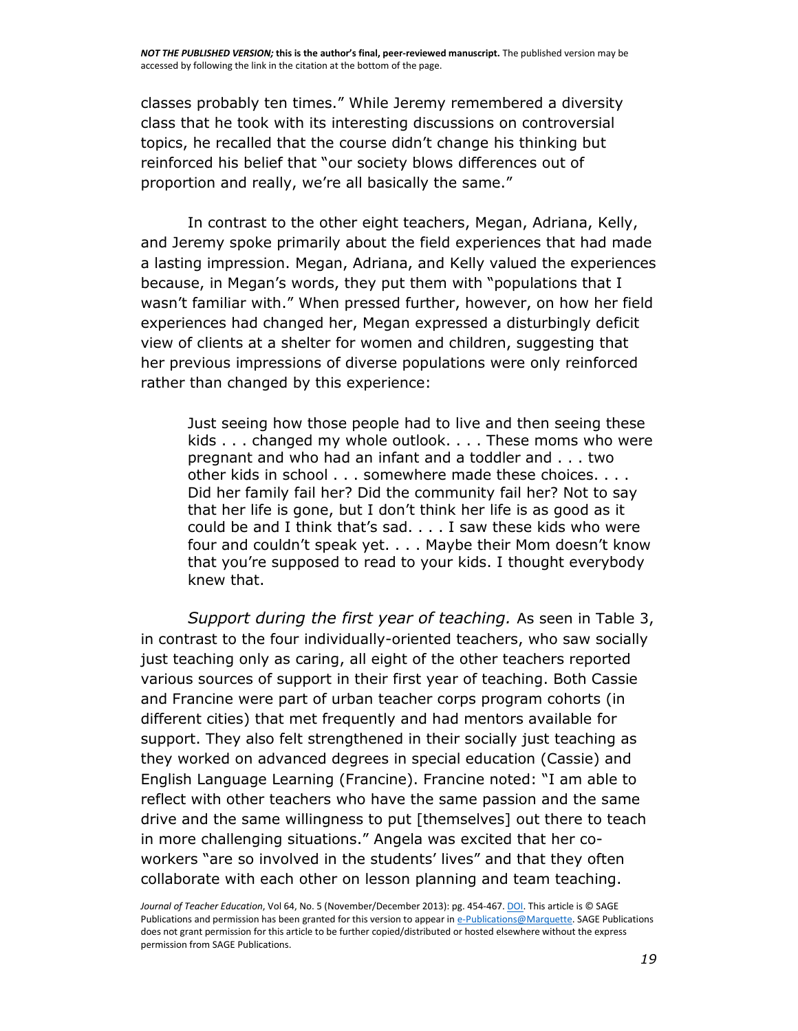classes probably ten times." While Jeremy remembered a diversity class that he took with its interesting discussions on controversial topics, he recalled that the course didn't change his thinking but reinforced his belief that "our society blows differences out of proportion and really, we're all basically the same."

In contrast to the other eight teachers, Megan, Adriana, Kelly, and Jeremy spoke primarily about the field experiences that had made a lasting impression. Megan, Adriana, and Kelly valued the experiences because, in Megan's words, they put them with "populations that I wasn't familiar with." When pressed further, however, on how her field experiences had changed her, Megan expressed a disturbingly deficit view of clients at a shelter for women and children, suggesting that her previous impressions of diverse populations were only reinforced rather than changed by this experience:

> Just seeing how those people had to live and then seeing these kids . . . changed my whole outlook. . . . These moms who were pregnant and who had an infant and a toddler and . . . two other kids in school . . . somewhere made these choices. . . . Did her family fail her? Did the community fail her? Not to say that her life is gone, but I don't think her life is as good as it could be and I think that's sad. . . . I saw these kids who were four and couldn't speak yet. . . . Maybe their Mom doesn't know that you're supposed to read to your kids. I thought everybody knew that.

*Support during the first year of teaching.* As seen in Table 3, in contrast to the four individually-oriented teachers, who saw socially just teaching only as caring, all eight of the other teachers reported various sources of support in their first year of teaching. Both Cassie and Francine were part of urban teacher corps program cohorts (in different cities) that met frequently and had mentors available for support. They also felt strengthened in their socially just teaching as they worked on advanced degrees in special education (Cassie) and English Language Learning (Francine). Francine noted: "I am able to reflect with other teachers who have the same passion and the same drive and the same willingness to put [themselves] out there to teach in more challenging situations." Angela was excited that her co-workers "are so involved in the students' lives" and that they often collaborate with each other on lesson planning and team teaching.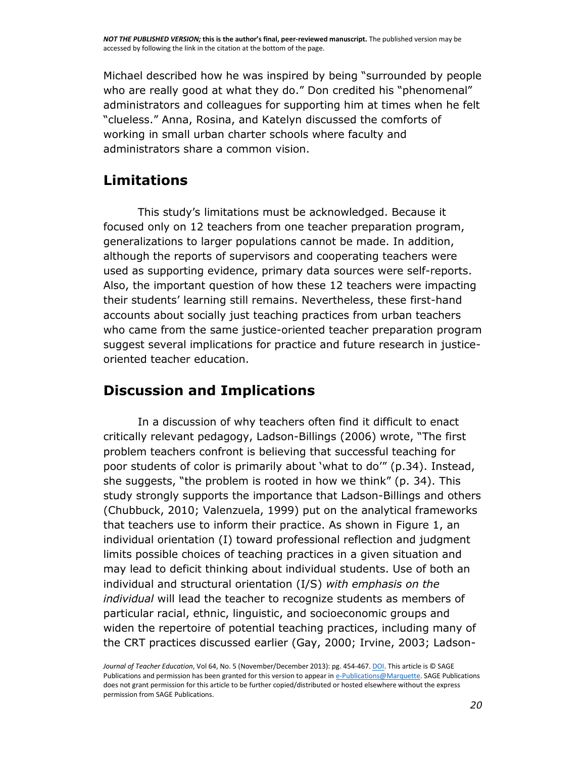Michael described how he was inspired by being "surrounded by people who are really good at what they do." Don credited his "phenomenal" administrators and colleagues for supporting him at times when he felt "clueless." Anna, Rosina, and Katelyn discussed the comforts of working in small urban charter schools where faculty and administrators share a common vision.

## Limitations

This study's limitations must be acknowledged. Because it focused only on 12 teachers from one teacher preparation program, generalizations to larger populations cannot be made. In addition, although the reports of supervisors and cooperating teachers were used as supporting evidence, primary data sources were self-reports. Also, the important question of how these 12 teachers were impacting their students' learning still remains. Nevertheless, these first-hand accounts about socially just teaching practices from urban teachers who came from the same justice-oriented teacher preparation program suggest several implications for practice and future research in justice-oriented teacher education.

## Discussion and Implications

In a discussion of why teachers often find it difficult to enact critically relevant pedagogy, Ladson-Billings (2006) wrote, "The first problem teachers confront is believing that successful teaching for poor students of color is primarily about 'what to do'" (p.34). Instead, she suggests, "the problem is rooted in how we think" (p. 34). This study strongly supports the importance that Ladson-Billings and others (Chubbuck, 2010; Valenzuela, 1999) put on the analytical frameworks that teachers use to inform their practice. As shown in Figure 1, an individual orientation (I) toward professional reflection and judgment limits possible choices of teaching practices in a given situation and may lead to deficit thinking about individual students. Use of both an individual and structural orientation (I/S) *with emphasis on the individual* will lead the teacher to recognize students as members of particular racial, ethnic, linguistic, and socioeconomic groups and widen the repertoire of potential teaching practices, including many of the CRT practices discussed earlier (Gay, 2000; Irvine, 2003; Ladson-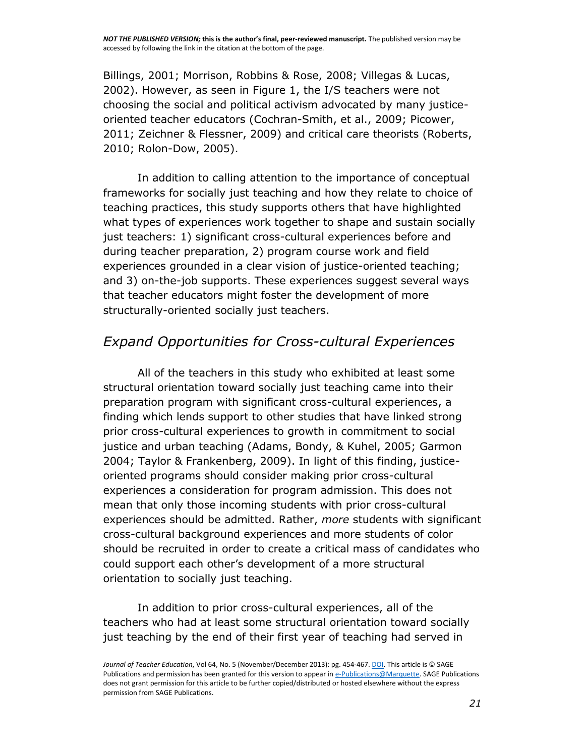Billings, 2001; Morrison, Robbins & Rose, 2008; Villegas & Lucas, 2002). However, as seen in Figure 1, the I/S teachers were not choosing the social and political activism advocated by many justice-oriented teacher educators (Cochran-Smith, et al., 2009; Picower, 2011; Zeichner & Flessner, 2009) and critical care theorists (Roberts, 2010; Rolon-Dow, 2005).

In addition to calling attention to the importance of conceptual frameworks for socially just teaching and how they relate to choice of teaching practices, this study supports others that have highlighted what types of experiences work together to shape and sustain socially just teachers: 1) significant cross-cultural experiences before and during teacher preparation, 2) program course work and field experiences grounded in a clear vision of justice-oriented teaching; and 3) on-the-job supports. These experiences suggest several ways that teacher educators might foster the development of more structurally-oriented socially just teachers.

## *Expand Opportunities for Cross-cultural Experiences*

All of the teachers in this study who exhibited at least some structural orientation toward socially just teaching came into their preparation program with significant cross-cultural experiences, a finding which lends support to other studies that have linked strong prior cross-cultural experiences to growth in commitment to social justice and urban teaching (Adams, Bondy, & Kuhel, 2005; Garmon 2004; Taylor & Frankenberg, 2009). In light of this finding, justice-oriented programs should consider making prior cross-cultural experiences a consideration for program admission. This does not mean that only those incoming students with prior cross-cultural experiences should be admitted. Rather, *more* students with significant cross-cultural background experiences and more students of color should be recruited in order to create a critical mass of candidates who could support each other's development of a more structural orientation to socially just teaching.

In addition to prior cross-cultural experiences, all of the teachers who had at least some structural orientation toward socially just teaching by the end of their first year of teaching had served in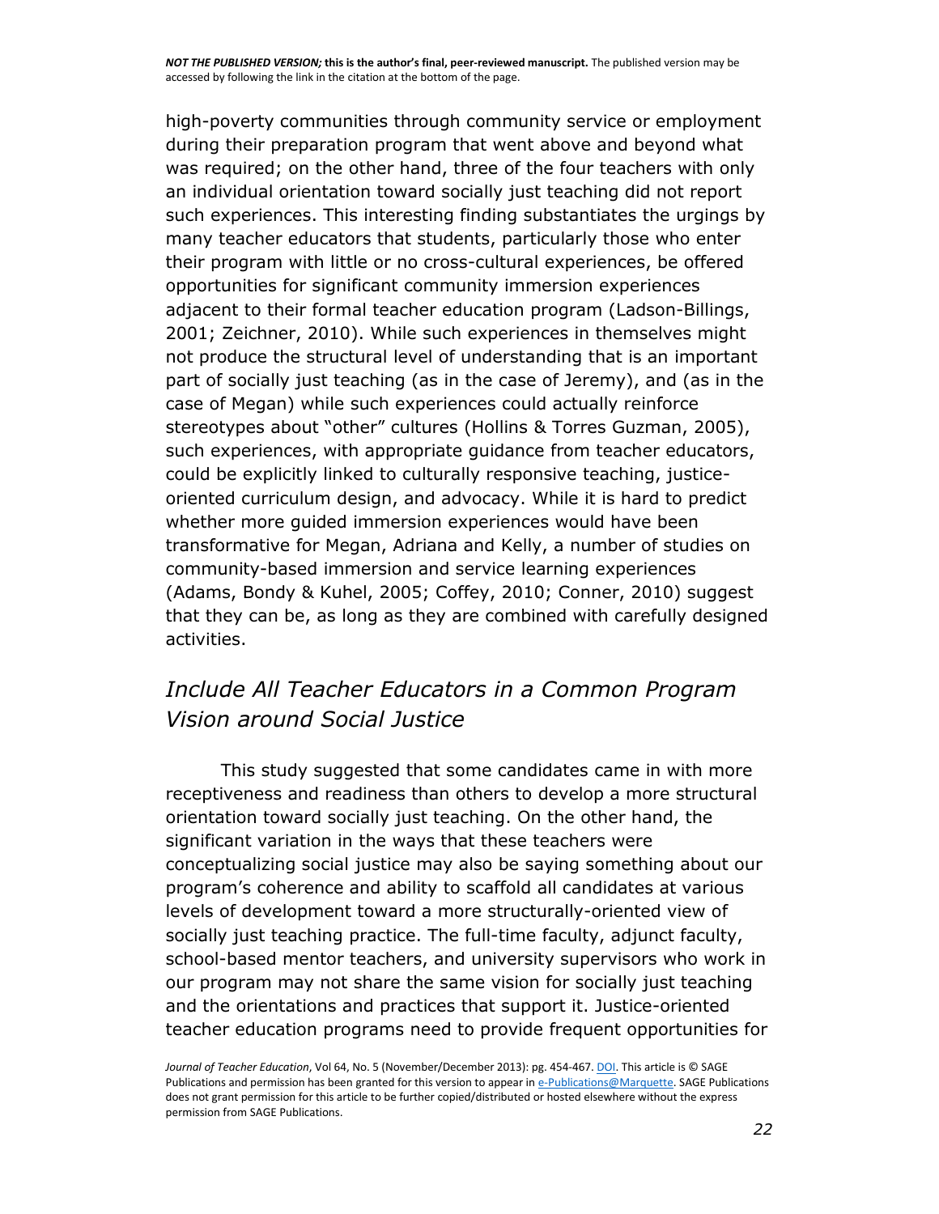high-poverty communities through community service or employment during their preparation program that went above and beyond what was required; on the other hand, three of the four teachers with only an individual orientation toward socially just teaching did not report such experiences. This interesting finding substantiates the urgings by many teacher educators that students, particularly those who enter their program with little or no cross-cultural experiences, be offered opportunities for significant community immersion experiences adjacent to their formal teacher education program (Ladson-Billings, 2001; Zeichner, 2010). While such experiences in themselves might not produce the structural level of understanding that is an important part of socially just teaching (as in the case of Jeremy), and (as in the case of Megan) while such experiences could actually reinforce stereotypes about "other" cultures (Hollins & Torres Guzman, 2005), such experiences, with appropriate guidance from teacher educators, could be explicitly linked to culturally responsive teaching, justice-oriented curriculum design, and advocacy. While it is hard to predict whether more guided immersion experiences would have been transformative for Megan, Adriana and Kelly, a number of studies on community-based immersion and service learning experiences (Adams, Bondy & Kuhel, 2005; Coffey, 2010; Conner, 2010) suggest that they can be, as long as they are combined with carefully designed activities.

## *Include All Teacher Educators in a Common Program Vision around Social Justice*

This study suggested that some candidates came in with more receptiveness and readiness than others to develop a more structural orientation toward socially just teaching. On the other hand, the significant variation in the ways that these teachers were conceptualizing social justice may also be saying something about our program's coherence and ability to scaffold all candidates at various levels of development toward a more structurally-oriented view of socially just teaching practice. The full-time faculty, adjunct faculty, school-based mentor teachers, and university supervisors who work in our program may not share the same vision for socially just teaching and the orientations and practices that support it. Justice-oriented teacher education programs need to provide frequent opportunities for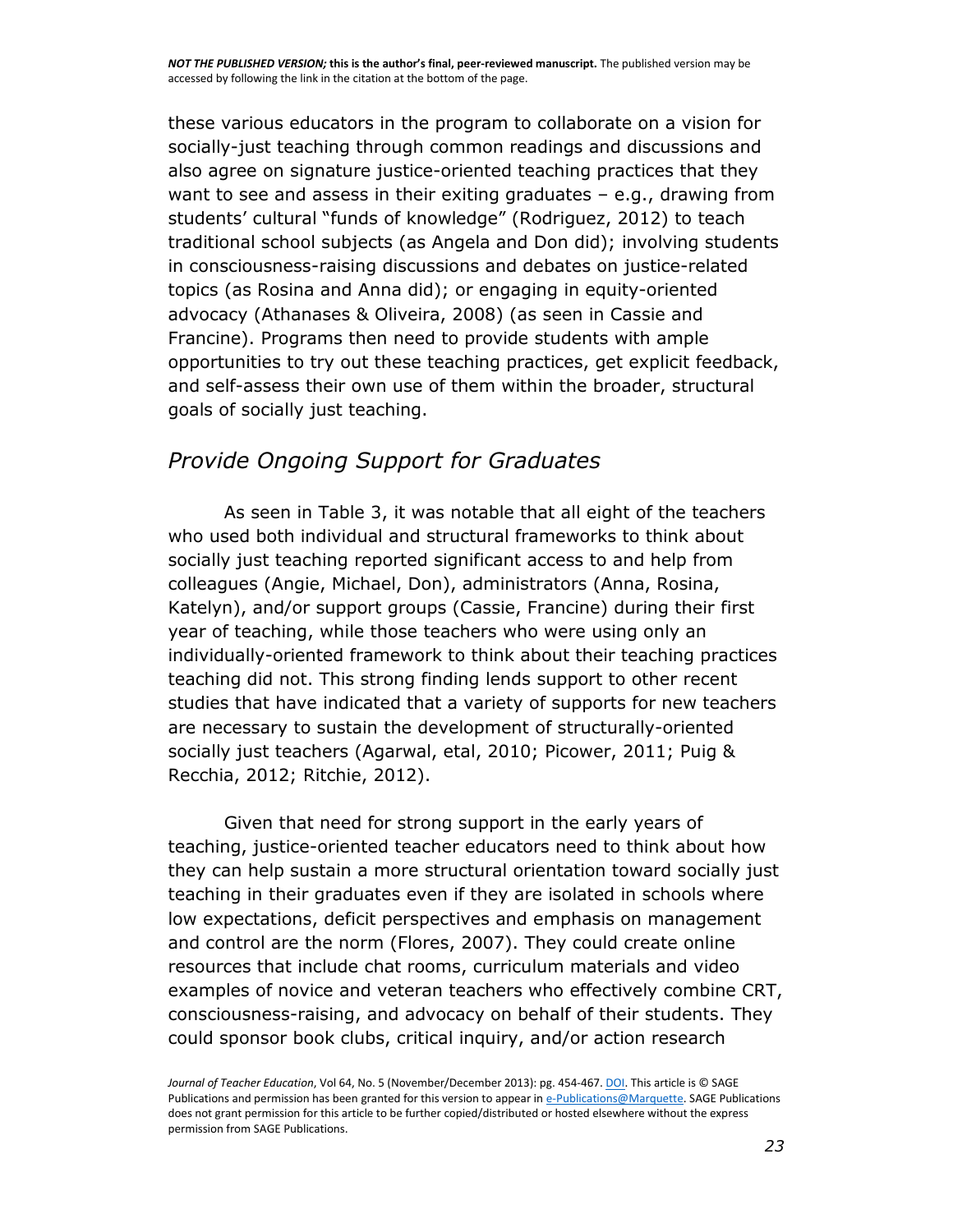these various educators in the program to collaborate on a vision for socially-just teaching through common readings and discussions and also agree on signature justice-oriented teaching practices that they want to see and assess in their exiting graduates – e.g., drawing from students' cultural "funds of knowledge" (Rodriguez, 2012) to teach traditional school subjects (as Angela and Don did); involving students in consciousness-raising discussions and debates on justice-related topics (as Rosina and Anna did); or engaging in equity-oriented advocacy (Athanases & Oliveira, 2008) (as seen in Cassie and Francine). Programs then need to provide students with ample opportunities to try out these teaching practices, get explicit feedback, and self-assess their own use of them within the broader, structural goals of socially just teaching.

## *Provide Ongoing Support for Graduates*

As seen in Table 3, it was notable that all eight of the teachers who used both individual and structural frameworks to think about socially just teaching reported significant access to and help from colleagues (Angie, Michael, Don), administrators (Anna, Rosina, Katelyn), and/or support groups (Cassie, Francine) during their first year of teaching, while those teachers who were using only an individually-oriented framework to think about their teaching practices teaching did not. This strong finding lends support to other recent studies that have indicated that a variety of supports for new teachers are necessary to sustain the development of structurally-oriented socially just teachers (Agarwal, etal, 2010; Picower, 2011; Puig & Recchia, 2012; Ritchie, 2012).

Given that need for strong support in the early years of teaching, justice-oriented teacher educators need to think about how they can help sustain a more structural orientation toward socially just teaching in their graduates even if they are isolated in schools where low expectations, deficit perspectives and emphasis on management and control are the norm (Flores, 2007). They could create online resources that include chat rooms, curriculum materials and video examples of novice and veteran teachers who effectively combine CRT, consciousness-raising, and advocacy on behalf of their students. They could sponsor book clubs, critical inquiry, and/or action research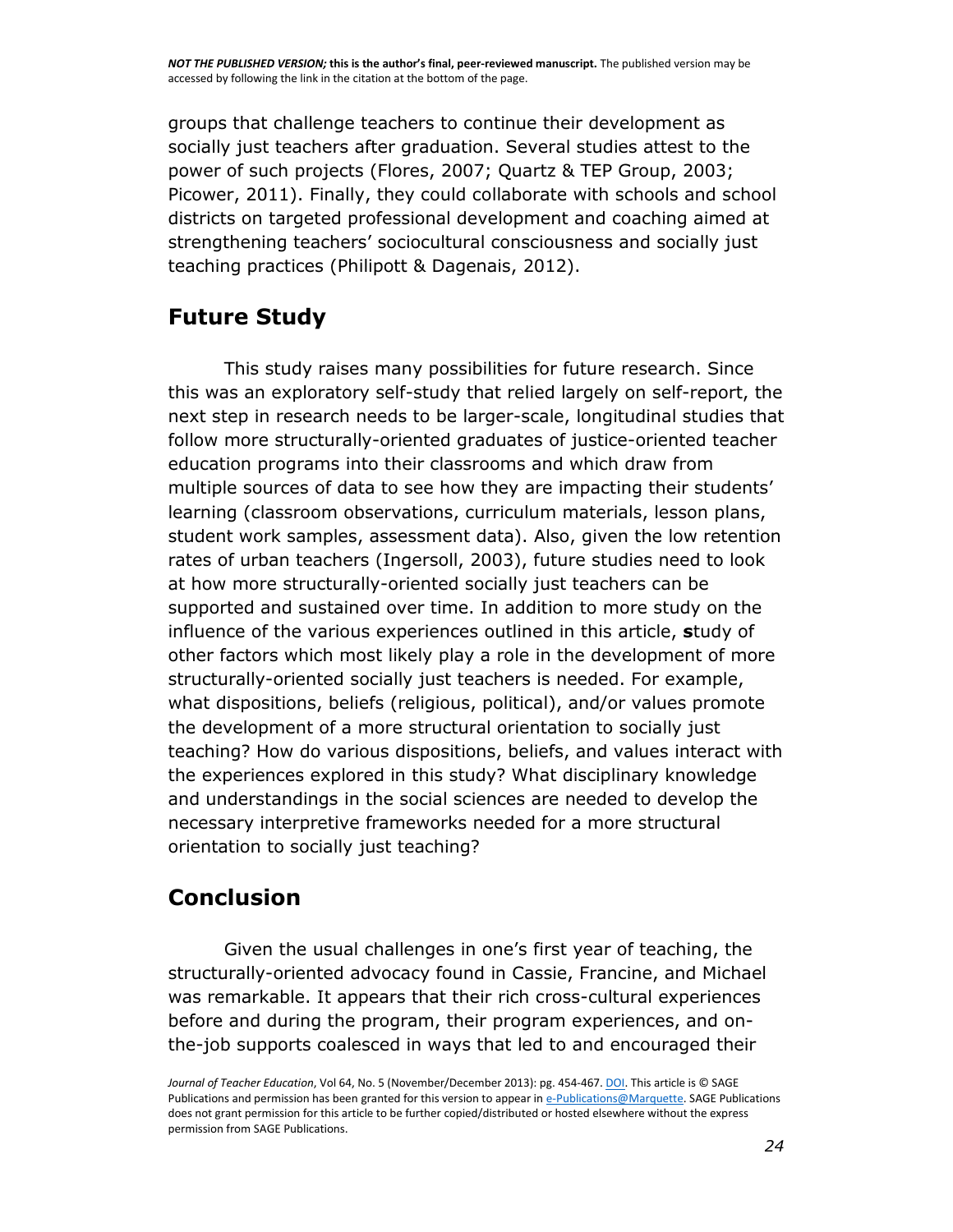groups that challenge teachers to continue their development as socially just teachers after graduation. Several studies attest to the power of such projects (Flores, 2007; Quartz & TEP Group, 2003; Picower, 2011). Finally, they could collaborate with schools and school districts on targeted professional development and coaching aimed at strengthening teachers' sociocultural consciousness and socially just teaching practices (Philipott & Dagenais, 2012).

## Future Study

This study raises many possibilities for future research. Since this was an exploratory self-study that relied largely on self-report, the next step in research needs to be larger-scale, longitudinal studies that follow more structurally-oriented graduates of justice-oriented teacher education programs into their classrooms and which draw from multiple sources of data to see how they are impacting their students' learning (classroom observations, curriculum materials, lesson plans, student work samples, assessment data). Also, given the low retention rates of urban teachers (Ingersoll, 2003), future studies need to look at how more structurally-oriented socially just teachers can be supported and sustained over time. In addition to more study on the influence of the various experiences outlined in this article, **s**tudy of other factors which most likely play a role in the development of more structurally-oriented socially just teachers is needed. For example, what dispositions, beliefs (religious, political), and/or values promote the development of a more structural orientation to socially just teaching? How do various dispositions, beliefs, and values interact with the experiences explored in this study? What disciplinary knowledge and understandings in the social sciences are needed to develop the necessary interpretive frameworks needed for a more structural orientation to socially just teaching?

## Conclusion

Given the usual challenges in one's first year of teaching, the structurally-oriented advocacy found in Cassie, Francine, and Michael was remarkable. It appears that their rich cross-cultural experiences before and during the program, their program experiences, and on-the-job supports coalesced in ways that led to and encouraged their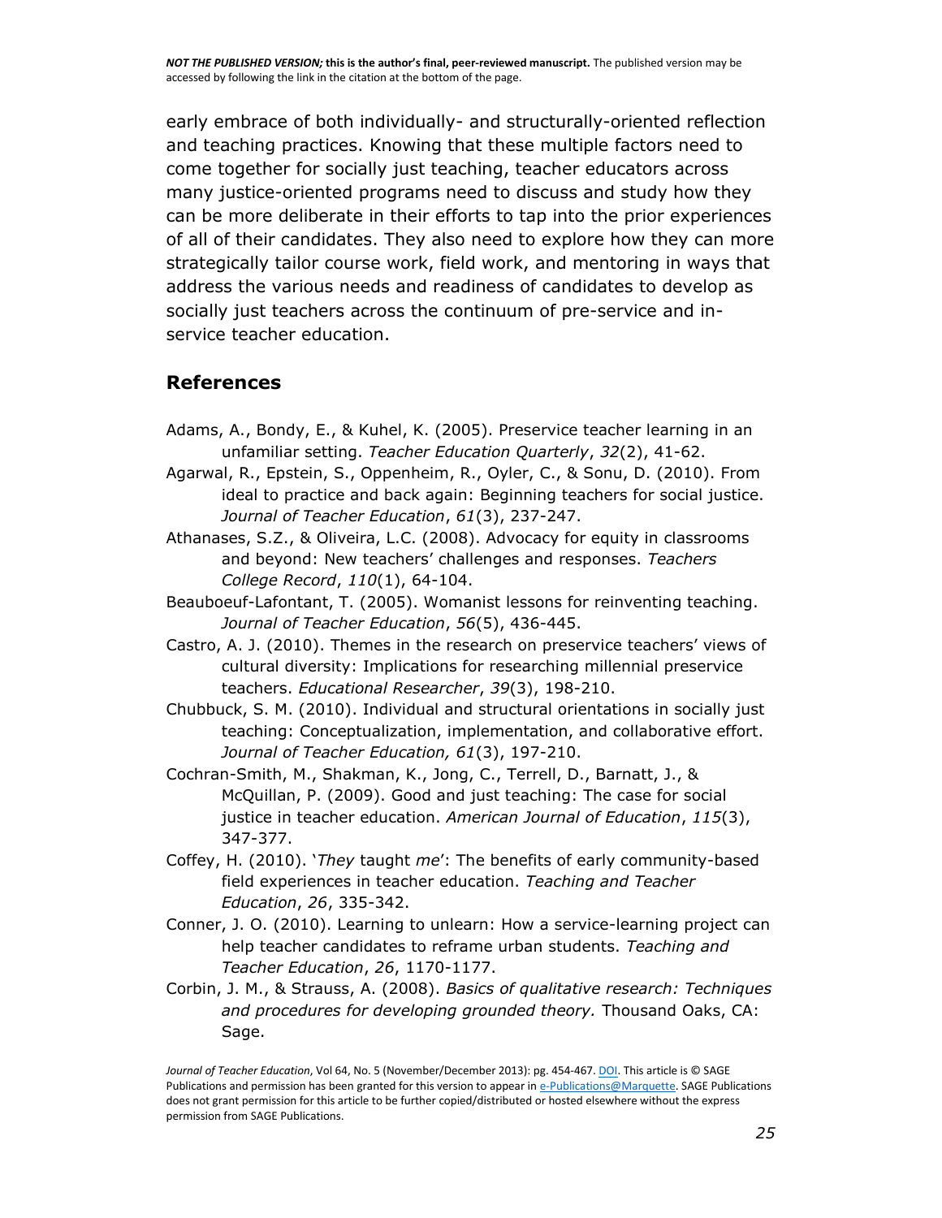early embrace of both individually- and structurally-oriented reflection and teaching practices. Knowing that these multiple factors need to come together for socially just teaching, teacher educators across many justice-oriented programs need to discuss and study how they can be more deliberate in their efforts to tap into the prior experiences of all of their candidates. They also need to explore how they can more strategically tailor course work, field work, and mentoring in ways that address the various needs and readiness of candidates to develop as socially just teachers across the continuum of pre-service and in-service teacher education.

## References

Adams, A., Bondy, E., & Kuhel, K. (2005). Preservice teacher learning in an unfamiliar setting. *Teacher Education Quarterly*, *32*(2), 41-62.

Agarwal, R., Epstein, S., Oppenheim, R., Oyler, C., & Sonu, D. (2010). From ideal to practice and back again: Beginning teachers for social justice. *Journal of Teacher Education*, *61*(3), 237-247.

Athanases, S.Z., & Oliveira, L.C. (2008). Advocacy for equity in classrooms and beyond: New teachers' challenges and responses. *Teachers College Record*, *110*(1), 64-104.

Beauboeuf-Lafontant, T. (2005). Womanist lessons for reinventing teaching. *Journal of Teacher Education*, *56*(5), 436-445.

Castro, A. J. (2010). Themes in the research on preservice teachers' views of cultural diversity: Implications for researching millennial preservice teachers. *Educational Researcher*, *39*(3), 198-210.

Chubbuck, S. M. (2010). Individual and structural orientations in socially just teaching: Conceptualization, implementation, and collaborative effort. *Journal of Teacher Education, 61*(3), 197-210.

Cochran-Smith, M., Shakman, K., Jong, C., Terrell, D., Barnatt, J., & McQuillan, P. (2009). Good and just teaching: The case for social justice in teacher education. *American Journal of Education*, *115*(3), 347-377.

Coffey, H. (2010). '*They* taught *me*': The benefits of early community-based field experiences in teacher education. *Teaching and Teacher Education*, *26*, 335-342.

Conner, J. O. (2010). Learning to unlearn: How a service-learning project can help teacher candidates to reframe urban students. *Teaching and Teacher Education*, *26*, 1170-1177.

Corbin, J. M., & Strauss, A. (2008). *Basics of qualitative research: Techniques and procedures for developing grounded theory.* Thousand Oaks, CA: Sage.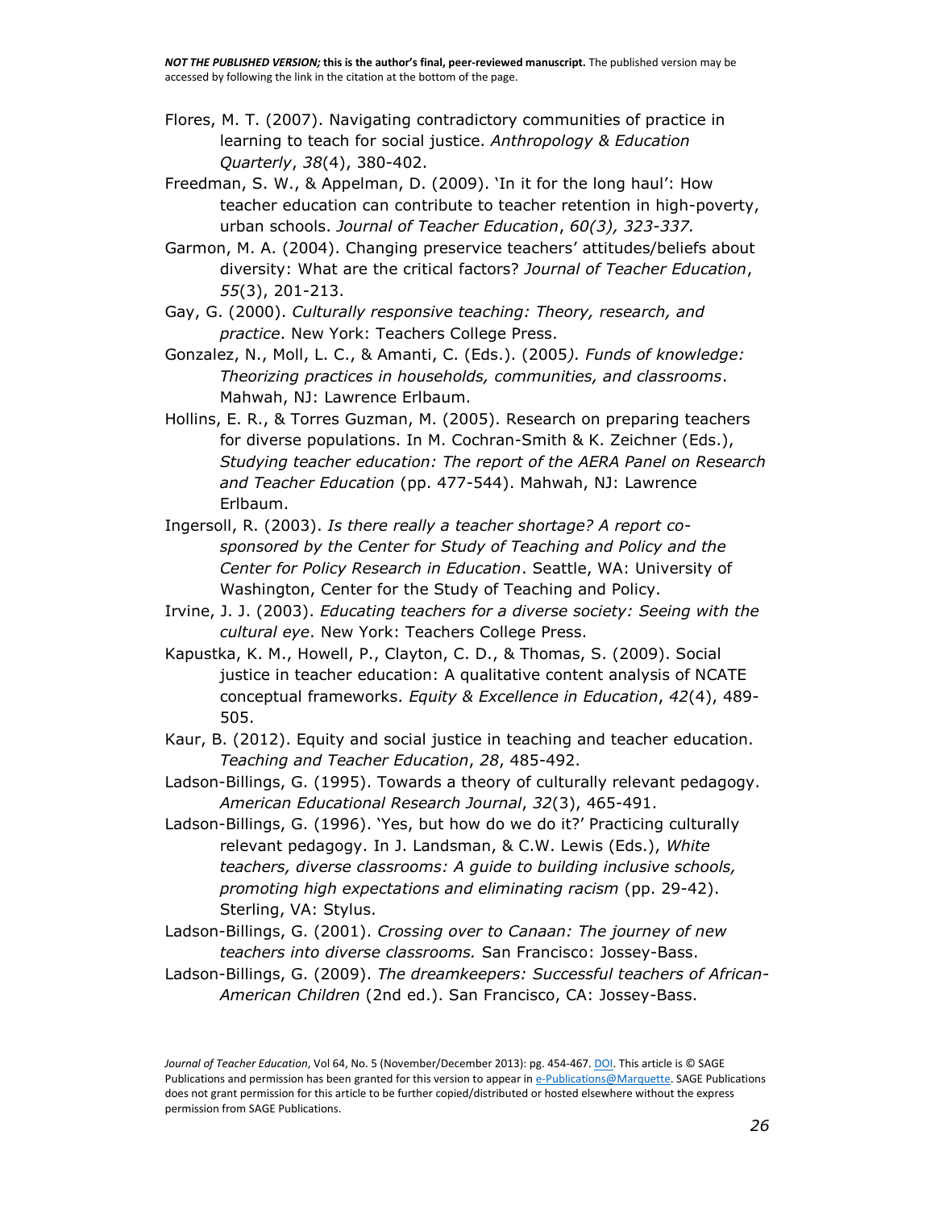Flores, M. T. (2007). Navigating contradictory communities of practice in learning to teach for social justice. *Anthropology & Education Quarterly*, *38*(4), 380-402.

Freedman, S. W., & Appelman, D. (2009). 'In it for the long haul': How teacher education can contribute to teacher retention in high-poverty, urban schools. *Journal of Teacher Education*, *60(3), 323-337.*

Garmon, M. A. (2004). Changing preservice teachers' attitudes/beliefs about diversity: What are the critical factors? *Journal of Teacher Education*, *55*(3), 201-213.

Gay, G. (2000). *Culturally responsive teaching: Theory, research, and practice*. New York: Teachers College Press.

Gonzalez, N., Moll, L. C., & Amanti, C. (Eds.). (2005*). Funds of knowledge: Theorizing practices in households, communities, and classrooms*. Mahwah, NJ: Lawrence Erlbaum.

Hollins, E. R., & Torres Guzman, M. (2005). Research on preparing teachers for diverse populations. In M. Cochran-Smith & K. Zeichner (Eds.), *Studying teacher education: The report of the AERA Panel on Research and Teacher Education* (pp. 477-544). Mahwah, NJ: Lawrence Erlbaum.

Ingersoll, R. (2003). *Is there really a teacher shortage? A report co-sponsored by the Center for Study of Teaching and Policy and the Center for Policy Research in Education*. Seattle, WA: University of Washington, Center for the Study of Teaching and Policy.

Irvine, J. J. (2003). *Educating teachers for a diverse society: Seeing with the cultural eye*. New York: Teachers College Press.

Kapustka, K. M., Howell, P., Clayton, C. D., & Thomas, S. (2009). Social justice in teacher education: A qualitative content analysis of NCATE conceptual frameworks. *Equity & Excellence in Education*, *42*(4), 489-505.

Kaur, B. (2012). Equity and social justice in teaching and teacher education. *Teaching and Teacher Education*, *28*, 485-492.

Ladson-Billings, G. (1995). Towards a theory of culturally relevant pedagogy. *American Educational Research Journal*, *32*(3), 465-491.

Ladson-Billings, G. (1996). 'Yes, but how do we do it?' Practicing culturally relevant pedagogy. In J. Landsman, & C.W. Lewis (Eds.), *White teachers, diverse classrooms: A guide to building inclusive schools, promoting high expectations and eliminating racism* (pp. 29-42). Sterling, VA: Stylus.

Ladson-Billings, G. (2001). *Crossing over to Canaan: The journey of new teachers into diverse classrooms.* San Francisco: Jossey-Bass.

Ladson-Billings, G. (2009). *The dreamkeepers: Successful teachers of African-American Children* (2nd ed.). San Francisco, CA: Jossey-Bass.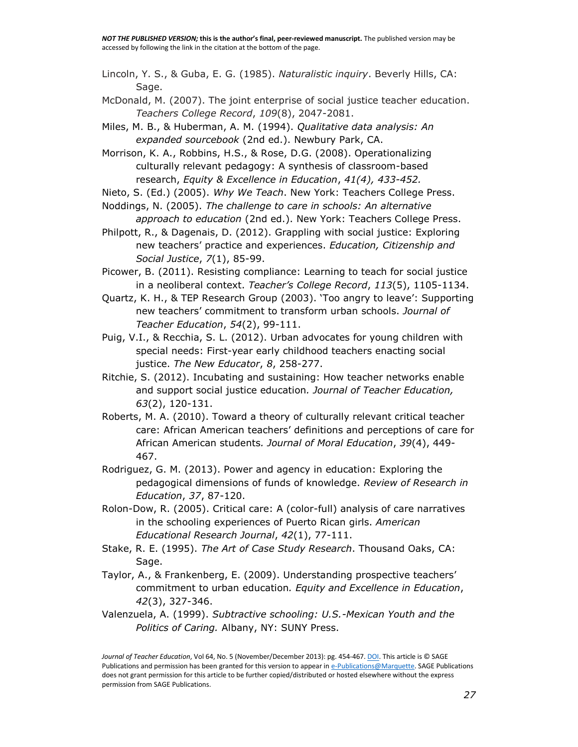Lincoln, Y. S., & Guba, E. G. (1985). *Naturalistic inquiry*. Beverly Hills, CA: Sage.

McDonald, M. (2007). The joint enterprise of social justice teacher education. *Teachers College Record*, *109*(8), 2047-2081.

Miles, M. B., & Huberman, A. M. (1994). *Qualitative data analysis: An expanded sourcebook* (2nd ed.). Newbury Park, CA.

Morrison, K. A., Robbins, H.S., & Rose, D.G. (2008). Operationalizing culturally relevant pedagogy: A synthesis of classroom-based research, *Equity & Excellence in Education*, *41(4), 433-452.*

Nieto, S. (Ed.) (2005). *Why We Teach*. New York: Teachers College Press.

Noddings, N. (2005). *The challenge to care in schools: An alternative approach to education* (2nd ed.). New York: Teachers College Press.

Philpott, R., & Dagenais, D. (2012). Grappling with social justice: Exploring new teachers' practice and experiences. *Education, Citizenship and Social Justice*, *7*(1), 85-99.

Picower, B. (2011). Resisting compliance: Learning to teach for social justice in a neoliberal context. *Teacher's College Record*, *113*(5), 1105-1134.

Quartz, K. H., & TEP Research Group (2003). 'Too angry to leave': Supporting new teachers' commitment to transform urban schools. *Journal of Teacher Education*, *54*(2), 99-111.

Puig, V.I., & Recchia, S. L. (2012). Urban advocates for young children with special needs: First-year early childhood teachers enacting social justice. *The New Educator*, *8*, 258-277.

Ritchie, S. (2012). Incubating and sustaining: How teacher networks enable and support social justice education*. Journal of Teacher Education, 63*(2), 120-131.

Roberts, M. A. (2010). Toward a theory of culturally relevant critical teacher care: African American teachers' definitions and perceptions of care for African American students*. Journal of Moral Education*, *39*(4), 449-467.

Rodriguez, G. M. (2013). Power and agency in education: Exploring the pedagogical dimensions of funds of knowledge. *Review of Research in Education*, *37*, 87-120.

Rolon-Dow, R. (2005). Critical care: A (color-full) analysis of care narratives in the schooling experiences of Puerto Rican girls. *American Educational Research Journal*, *42*(1), 77-111.

Stake, R. E. (1995). *The Art of Case Study Research*. Thousand Oaks, CA: Sage.

Taylor, A., & Frankenberg, E. (2009). Understanding prospective teachers' commitment to urban education*. Equity and Excellence in Education*, *42*(3), 327-346.

Valenzuela, A. (1999). *Subtractive schooling: U.S.-Mexican Youth and the Politics of Caring.* Albany, NY: SUNY Press.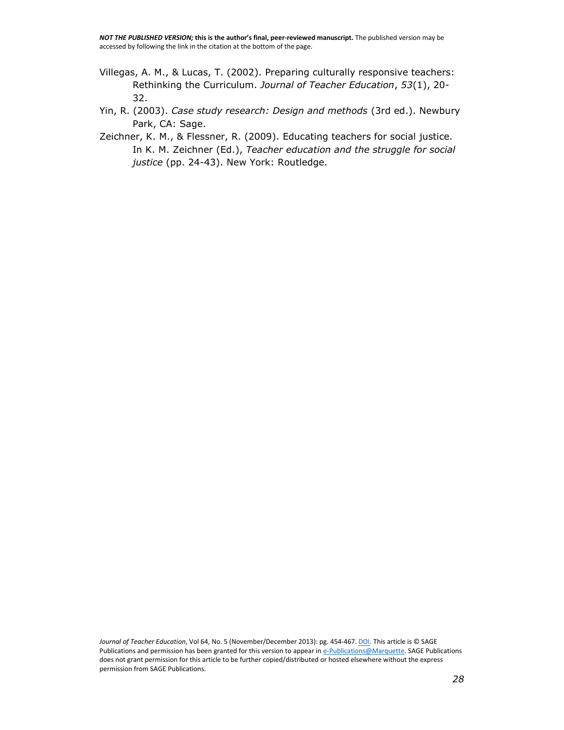Villegas, A. M., & Lucas, T. (2002). Preparing culturally responsive teachers: Rethinking the Curriculum. *Journal of Teacher Education*, *53*(1), 20-32.

Yin, R. (2003). *Case study research: Design and methods* (3rd ed.). Newbury Park, CA: Sage.

Zeichner, K. M., & Flessner, R. (2009). Educating teachers for social justice. In K. M. Zeichner (Ed.), *Teacher education and the struggle for social justice* (pp. 24-43). New York: Routledge.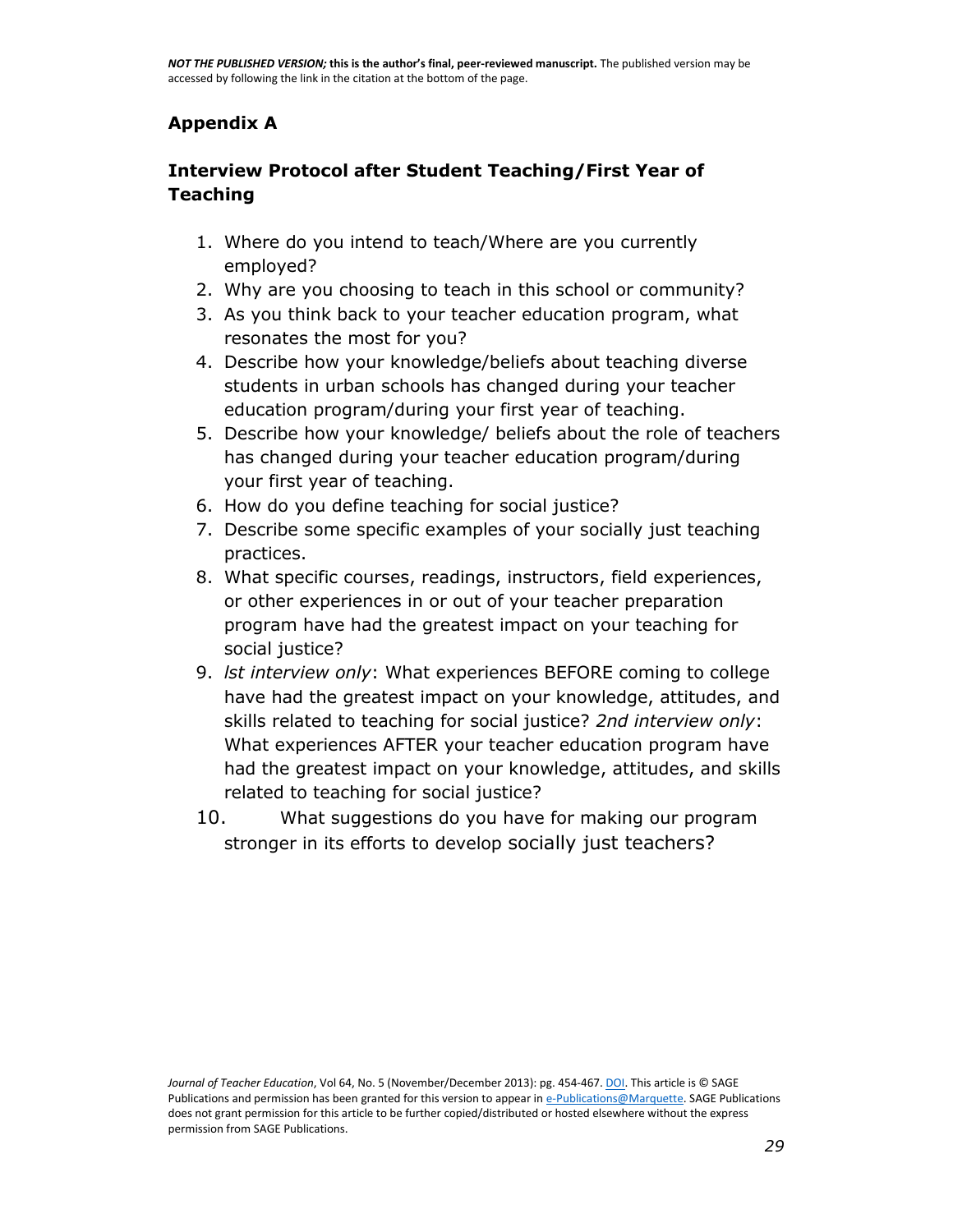## Appendix A

### Interview Protocol after Student Teaching/First Year of Teaching

1. Where do you intend to teach/Where are you currently employed?
2. Why are you choosing to teach in this school or community?
3. As you think back to your teacher education program, what resonates the most for you?
4. Describe how your knowledge/beliefs about teaching diverse students in urban schools has changed during your teacher education program/during your first year of teaching.
5. Describe how your knowledge/ beliefs about the role of teachers has changed during your teacher education program/during your first year of teaching.
6. How do you define teaching for social justice?
7. Describe some specific examples of your socially just teaching practices.
8. What specific courses, readings, instructors, field experiences, or other experiences in or out of your teacher preparation program have had the greatest impact on your teaching for social justice?
9. *lst interview only*: What experiences BEFORE coming to college have had the greatest impact on your knowledge, attitudes, and skills related to teaching for social justice? *2nd interview only*: What experiences AFTER your teacher education program have had the greatest impact on your knowledge, attitudes, and skills related to teaching for social justice?
10. What suggestions do you have for making our program stronger in its efforts to develop socially just teachers?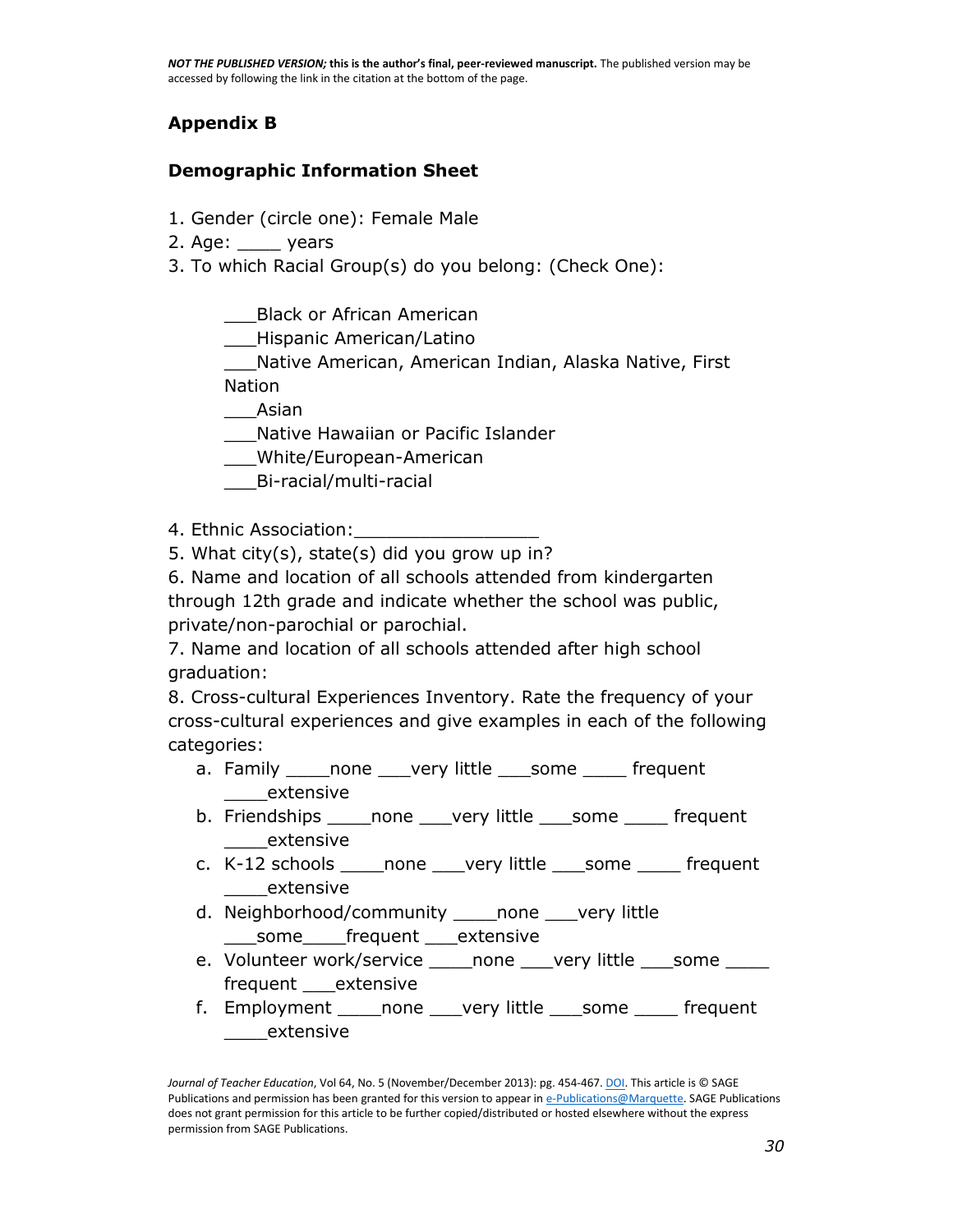## Appendix B

### Demographic Information Sheet

1. Gender (circle one): Female Male
2. Age: ____ years
3. To which Racial Group(s) do you belong: (Check One):

   ___Black or African American
   ___Hispanic American/Latino
   ___Native American, American Indian, Alaska Native, First Nation
   ___Asian
   ___Native Hawaiian or Pacific Islander
   ___White/European-American
   ___Bi-racial/multi-racial

4. Ethnic Association:_________________
5. What city(s), state(s) did you grow up in?
6. Name and location of all schools attended from kindergarten through 12th grade and indicate whether the school was public, private/non-parochial or parochial.
7. Name and location of all schools attended after high school graduation:
8. Cross-cultural Experiences Inventory. Rate the frequency of your cross-cultural experiences and give examples in each of the following categories:
   a. Family ____none ___very little ___some ____ frequent ____extensive
   b. Friendships ____none ___very little ___some ____ frequent ____extensive
   c. K-12 schools ____none ___very little ___some ____ frequent ____extensive
   d. Neighborhood/community ____none ___very little ___some____frequent ___extensive
   e. Volunteer work/service ____none ___very little ___some ____ frequent ___extensive
   f. Employment ____none ___very little ___some ____ frequent ____extensive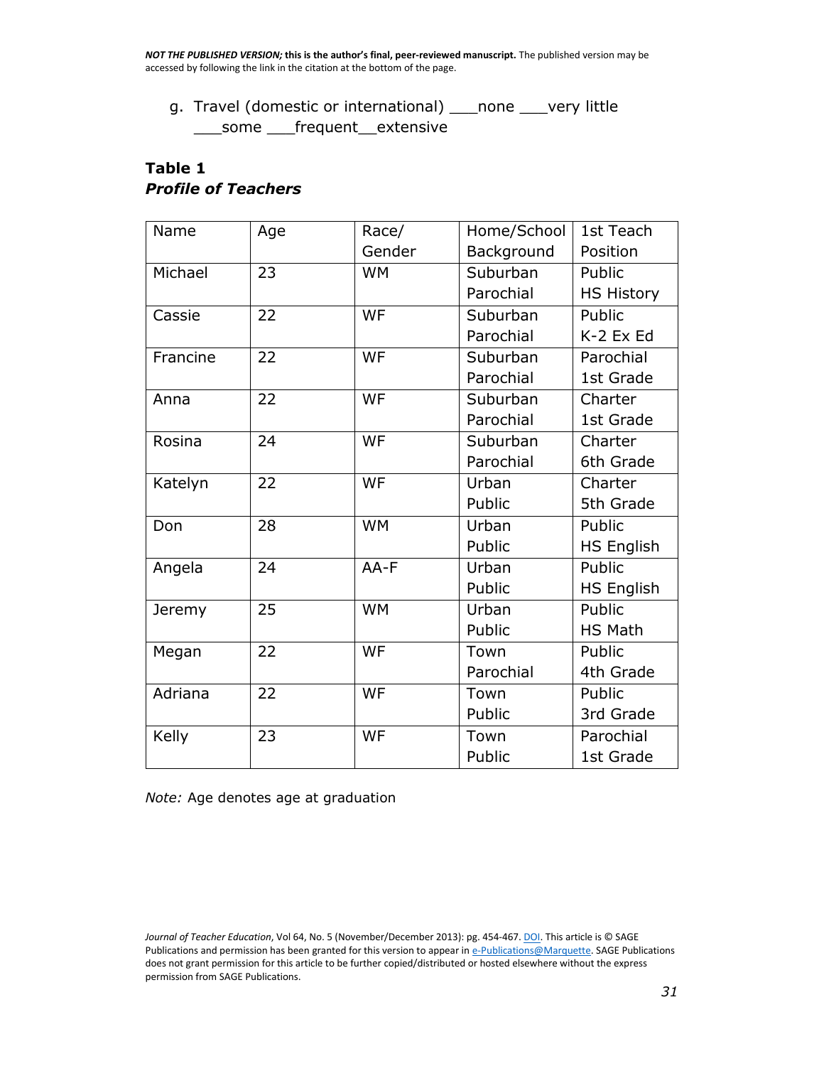g. Travel (domestic or international) ___none ___very little ___some ___frequent__extensive

**Table 1**
***Profile of Teachers***

| Name | Age | Race/ Gender | Home/School Background | 1st Teach Position |
|---|---|---|---|---|
| Michael | 23 | WM | Suburban Parochial | Public HS History |
| Cassie | 22 | WF | Suburban Parochial | Public K-2 Ex Ed |
| Francine | 22 | WF | Suburban Parochial | Parochial 1st Grade |
| Anna | 22 | WF | Suburban Parochial | Charter 1st Grade |
| Rosina | 24 | WF | Suburban Parochial | Charter 6th Grade |
| Katelyn | 22 | WF | Urban Public | Charter 5th Grade |
| Don | 28 | WM | Urban Public | Public HS English |
| Angela | 24 | AA-F | Urban Public | Public HS English |
| Jeremy | 25 | WM | Urban Public | Public HS Math |
| Megan | 22 | WF | Town Parochial | Public 4th Grade |
| Adriana | 22 | WF | Town Public | Public 3rd Grade |
| Kelly | 23 | WF | Town Public | Parochial 1st Grade |

*Note:* Age denotes age at graduation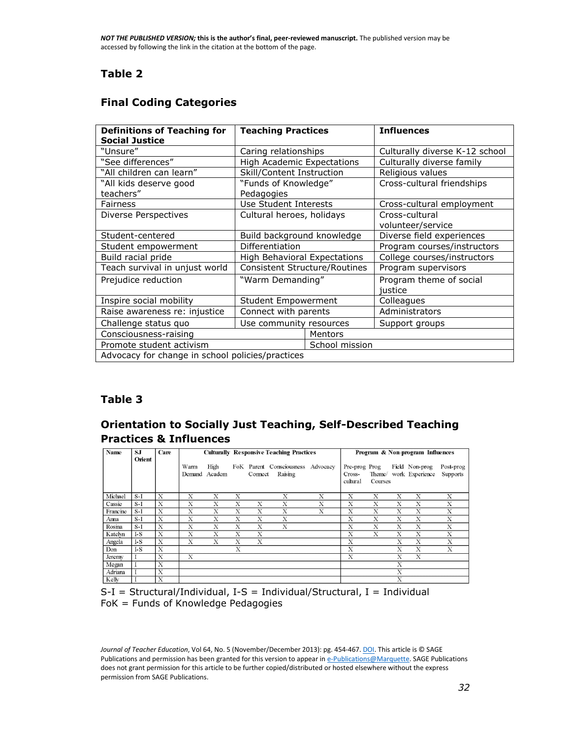## Table 2

## Final Coding Categories

| Definitions of Teaching for Social Justice | Teaching Practices | Influences |
|---|---|---|
| "Unsure" | Caring relationships | Culturally diverse K-12 school |
| "See differences" | High Academic Expectations | Culturally diverse family |
| "All children can learn" | Skill/Content Instruction | Religious values |
| "All kids deserve good teachers" | "Funds of Knowledge" Pedagogies | Cross-cultural friendships |
| Fairness | Use Student Interests | Cross-cultural employment |
| Diverse Perspectives | Cultural heroes, holidays | Cross-cultural volunteer/service |
| Student-centered | Build background knowledge | Diverse field experiences |
| Student empowerment | Differentiation | Program courses/instructors |
| Build racial pride | High Behavioral Expectations | College courses/instructors |
| Teach survival in unjust world | Consistent Structure/Routines | Program supervisors |
| Prejudice reduction | "Warm Demanding" | Program theme of social justice |
| Inspire social mobility | Student Empowerment | Colleagues |
| Raise awareness re: injustice | Connect with parents | Administrators |
| Challenge status quo | Use community resources | Support groups |
| Consciousness-raising | | Mentors |
| Promote student activism | | School mission |
| Advocacy for change in school policies/practices | | |

## Table 3

## Orientation to Socially Just Teaching, Self-Described Teaching Practices & Influences

| Name | SJ Orient | Care | Culturally Responsive Teaching Practices | | | | | | Program & Non-program Influences | | | | |
|---|---|---|---|---|---|---|---|---|---|---|---|---|---|
| | | | Warm Demand | High Academ | FoK | Parent Connect | Consciousness Raising | Advocacy | Pre-prog Cross-cultural | Prog Theme/ Courses | Field work | Non-prog Experience | Post-prog Supports |
| Michael | S-I | X | X | X | X | | X | X | X | X | X | X | X |
| Cassie | S-I | X | X | X | X | X | X | X | X | X | X | X | X |
| Francine | S-I | X | X | X | X | X | X | X | X | X | X | X | X |
| Anna | S-I | X | X | X | X | X | X | | X | X | X | X | X |
| Rosina | S-I | X | X | X | X | X | X | | X | X | X | X | X |
| Katelyn | I-S | X | X | X | X | X | | | X | X | X | X | X |
| Angela | I-S | X | X | X | X | X | | | X | | X | X | X |
| Don | I-S | X | | | X | | | | X | | X | X | X |
| Jeremy | I | X | X | | | | | | X | | X | X | |
| Megan | I | X | | | | | | | | | X | | |
| Adriana | I | X | | | | | | | | | X | | |
| Kelly | I | X | | | | | | | | | X | | |

S-I = Structural/Individual, I-S = Individual/Structural, I = Individual
FoK = Funds of Knowledge Pedagogies